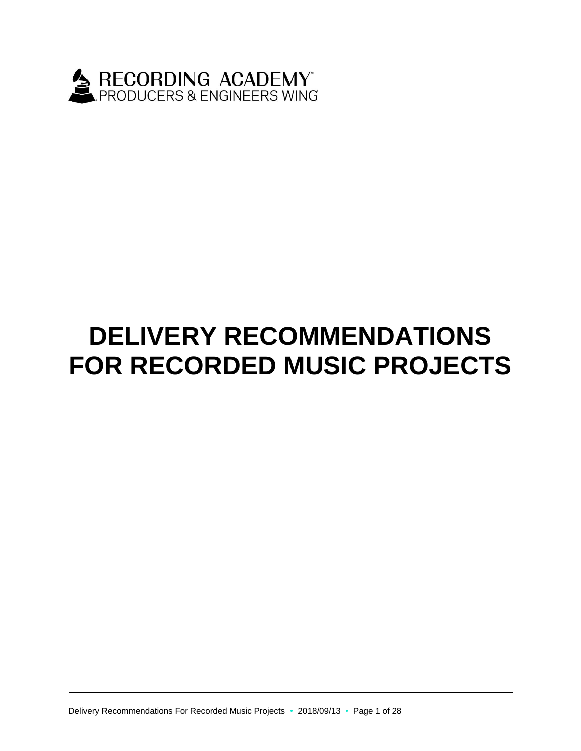RECORDING ACADEMY™
PRODUCERS & ENGINEERS WING®

# DELIVERY RECOMMENDATIONS FOR RECORDED MUSIC PROJECTS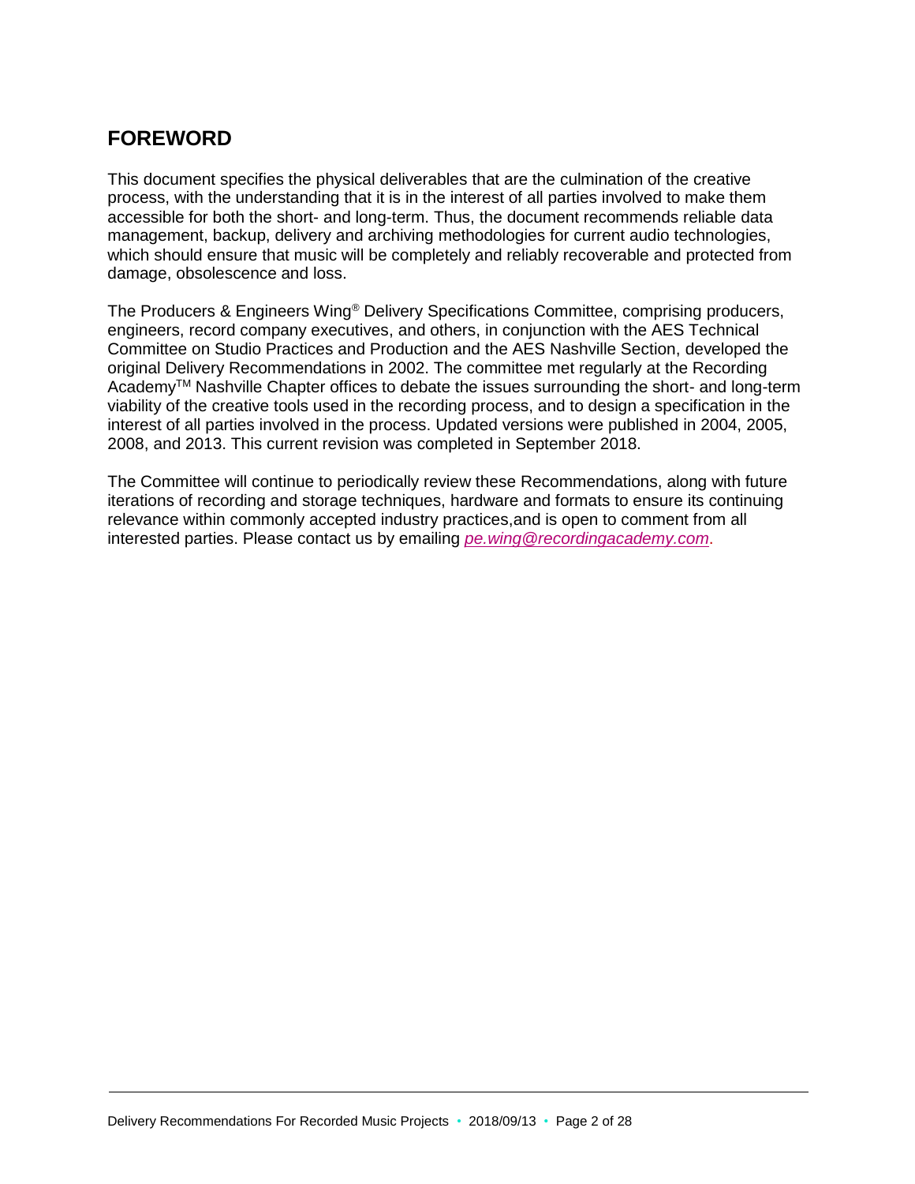## FOREWORD

This document specifies the physical deliverables that are the culmination of the creative process, with the understanding that it is in the interest of all parties involved to make them accessible for both the short- and long-term. Thus, the document recommends reliable data management, backup, delivery and archiving methodologies for current audio technologies, which should ensure that music will be completely and reliably recoverable and protected from damage, obsolescence and loss.

The Producers & Engineers Wing® Delivery Specifications Committee, comprising producers, engineers, record company executives, and others, in conjunction with the AES Technical Committee on Studio Practices and Production and the AES Nashville Section, developed the original Delivery Recommendations in 2002. The committee met regularly at the Recording Academy™ Nashville Chapter offices to debate the issues surrounding the short- and long-term viability of the creative tools used in the recording process, and to design a specification in the interest of all parties involved in the process. Updated versions were published in 2004, 2005, 2008, and 2013. This current revision was completed in September 2018.

The Committee will continue to periodically review these Recommendations, along with future iterations of recording and storage techniques, hardware and formats to ensure its continuing relevance within commonly accepted industry practices,and is open to comment from all interested parties. Please contact us by emailing *pe.wing@recordingacademy.com*.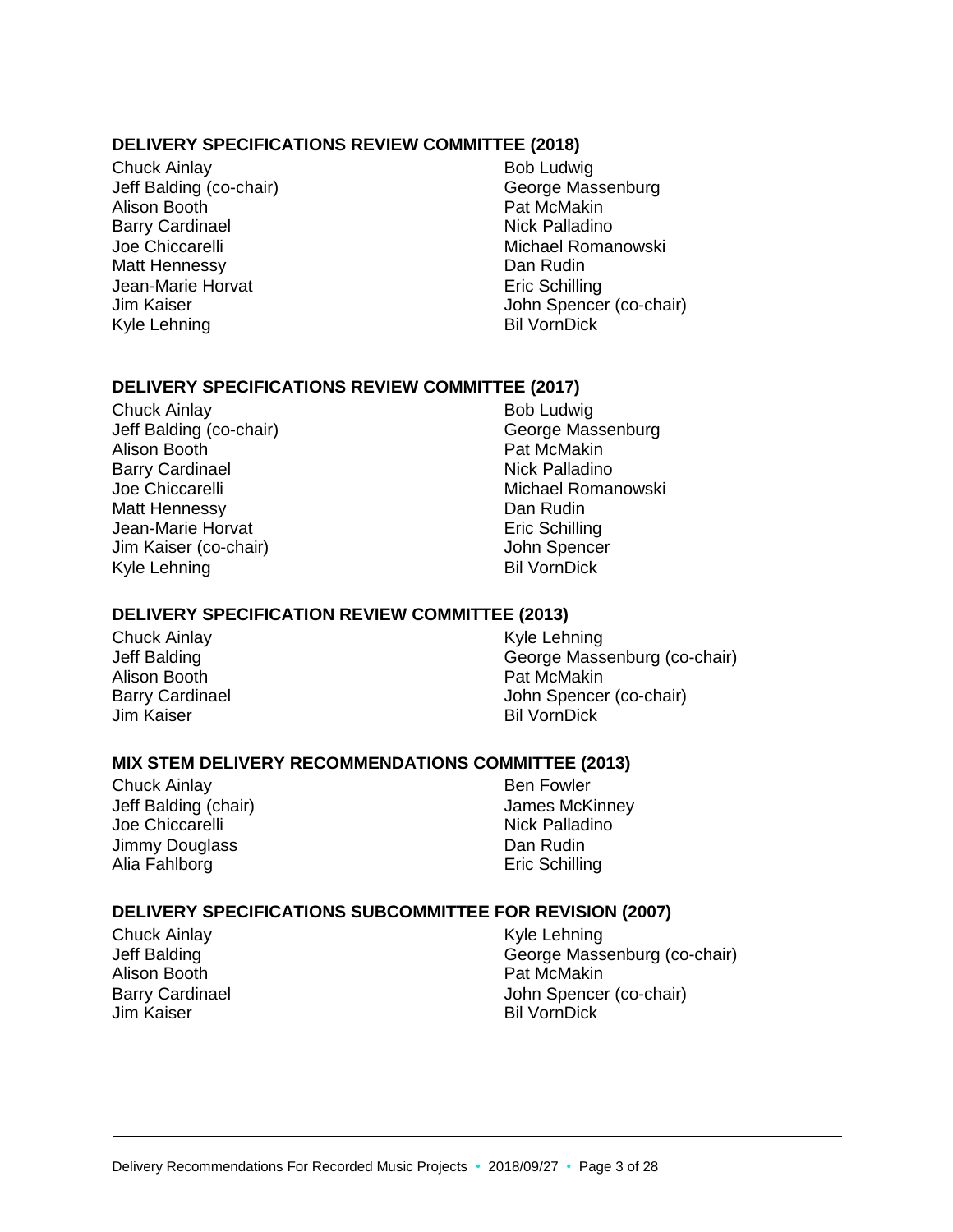### DELIVERY SPECIFICATIONS REVIEW COMMITTEE (2018)

Chuck Ainlay
Jeff Balding (co-chair)
Alison Booth
Barry Cardinael
Joe Chiccarelli
Matt Hennessy
Jean-Marie Horvat
Jim Kaiser
Kyle Lehning
Bob Ludwig
George Massenburg
Pat McMakin
Nick Palladino
Michael Romanowski
Dan Rudin
Eric Schilling
John Spencer (co-chair)
Bil VornDick

### DELIVERY SPECIFICATIONS REVIEW COMMITTEE (2017)

Chuck Ainlay
Jeff Balding (co-chair)
Alison Booth
Barry Cardinael
Joe Chiccarelli
Matt Hennessy
Jean-Marie Horvat
Jim Kaiser (co-chair)
Kyle Lehning
Bob Ludwig
George Massenburg
Pat McMakin
Nick Palladino
Michael Romanowski
Dan Rudin
Eric Schilling
John Spencer
Bil VornDick

### DELIVERY SPECIFICATION REVIEW COMMITTEE (2013)

Chuck Ainlay
Jeff Balding
Alison Booth
Barry Cardinael
Jim Kaiser
Kyle Lehning
George Massenburg (co-chair)
Pat McMakin
John Spencer (co-chair)
Bil VornDick

### MIX STEM DELIVERY RECOMMENDATIONS COMMITTEE (2013)

Chuck Ainlay
Jeff Balding (chair)
Joe Chiccarelli
Jimmy Douglass
Alia Fahlborg
Ben Fowler
James McKinney
Nick Palladino
Dan Rudin
Eric Schilling

### DELIVERY SPECIFICATIONS SUBCOMMITTEE FOR REVISION (2007)

Chuck Ainlay
Jeff Balding
Alison Booth
Barry Cardinael
Jim Kaiser
Kyle Lehning
George Massenburg (co-chair)
Pat McMakin
John Spencer (co-chair)
Bil VornDick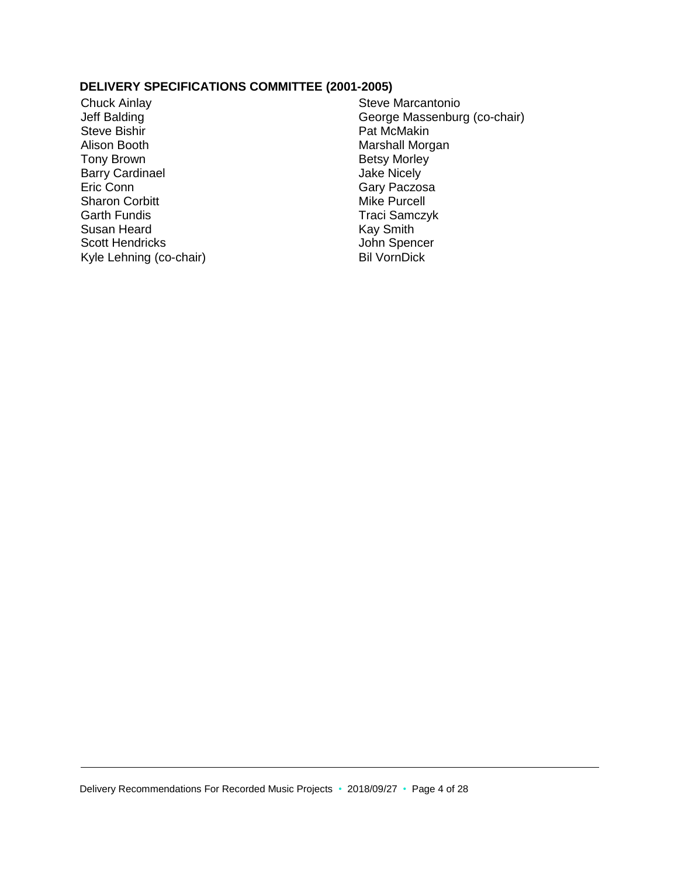### DELIVERY SPECIFICATIONS COMMITTEE (2001-2005)

Chuck Ainlay
Jeff Balding
Steve Bishir
Alison Booth
Tony Brown
Barry Cardinael
Eric Conn
Sharon Corbitt
Garth Fundis
Susan Heard
Scott Hendricks
Kyle Lehning (co-chair)
Steve Marcantonio
George Massenburg (co-chair)
Pat McMakin
Marshall Morgan
Betsy Morley
Jake Nicely
Gary Paczosa
Mike Purcell
Traci Samczyk
Kay Smith
John Spencer
Bil VornDick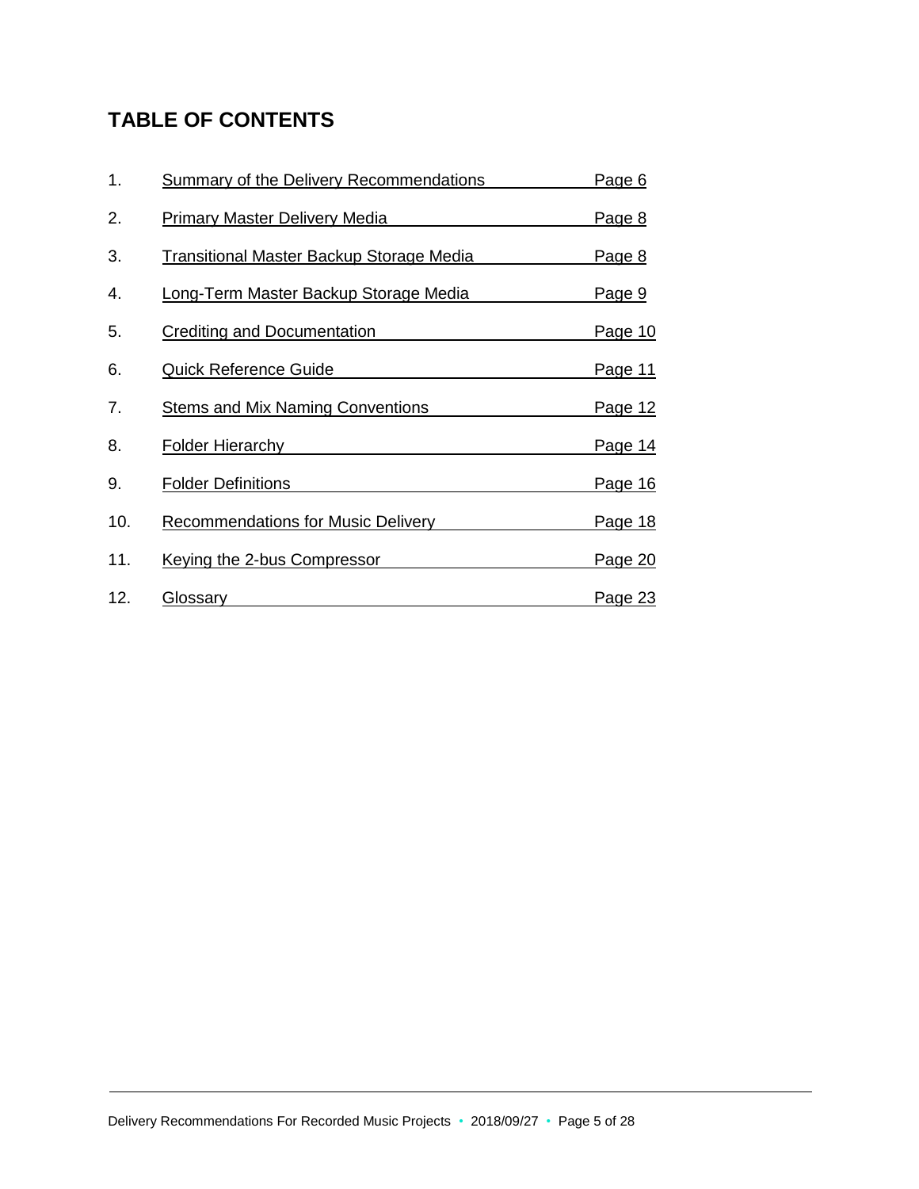## TABLE OF CONTENTS

| | | |
|---|---|---|
| 1. | Summary of the Delivery Recommendations | Page 6 |
| 2. | Primary Master Delivery Media | Page 8 |
| 3. | Transitional Master Backup Storage Media | Page 8 |
| 4. | Long-Term Master Backup Storage Media | Page 9 |
| 5. | Crediting and Documentation | Page 10 |
| 6. | Quick Reference Guide | Page 11 |
| 7. | Stems and Mix Naming Conventions | Page 12 |
| 8. | Folder Hierarchy | Page 14 |
| 9. | Folder Definitions | Page 16 |
| 10. | Recommendations for Music Delivery | Page 18 |
| 11. | Keying the 2-bus Compressor | Page 20 |
| 12. | Glossary | Page 23 |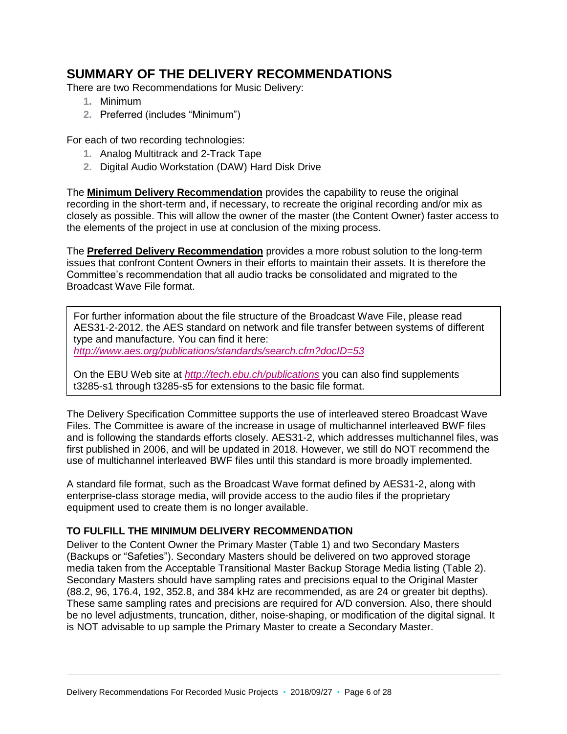## SUMMARY OF THE DELIVERY RECOMMENDATIONS

There are two Recommendations for Music Delivery:

1. Minimum
2. Preferred (includes "Minimum")

For each of two recording technologies:

1. Analog Multitrack and 2-Track Tape
2. Digital Audio Workstation (DAW) Hard Disk Drive

The **Minimum Delivery Recommendation** provides the capability to reuse the original recording in the short-term and, if necessary, to recreate the original recording and/or mix as closely as possible. This will allow the owner of the master (the Content Owner) faster access to the elements of the project in use at conclusion of the mixing process.

The **Preferred Delivery Recommendation** provides a more robust solution to the long-term issues that confront Content Owners in their efforts to maintain their assets. It is therefore the Committee's recommendation that all audio tracks be consolidated and migrated to the Broadcast Wave File format.

> For further information about the file structure of the Broadcast Wave File, please read AES31-2-2012, the AES standard on network and file transfer between systems of different type and manufacture. You can find it here:
> *http://www.aes.org/publications/standards/search.cfm?docID=53*
>
> On the EBU Web site at *http://tech.ebu.ch/publications* you can also find supplements t3285-s1 through t3285-s5 for extensions to the basic file format.

The Delivery Specification Committee supports the use of interleaved stereo Broadcast Wave Files. The Committee is aware of the increase in usage of multichannel interleaved BWF files and is following the standards efforts closely. AES31-2, which addresses multichannel files, was first published in 2006, and will be updated in 2018. However, we still do NOT recommend the use of multichannel interleaved BWF files until this standard is more broadly implemented.

A standard file format, such as the Broadcast Wave format defined by AES31-2, along with enterprise-class storage media, will provide access to the audio files if the proprietary equipment used to create them is no longer available.

### TO FULFILL THE MINIMUM DELIVERY RECOMMENDATION

Deliver to the Content Owner the Primary Master (Table 1) and two Secondary Masters (Backups or "Safeties"). Secondary Masters should be delivered on two approved storage media taken from the Acceptable Transitional Master Backup Storage Media listing (Table 2). Secondary Masters should have sampling rates and precisions equal to the Original Master (88.2, 96, 176.4, 192, 352.8, and 384 kHz are recommended, as are 24 or greater bit depths). These same sampling rates and precisions are required for A/D conversion. Also, there should be no level adjustments, truncation, dither, noise-shaping, or modification of the digital signal. It is NOT advisable to up sample the Primary Master to create a Secondary Master.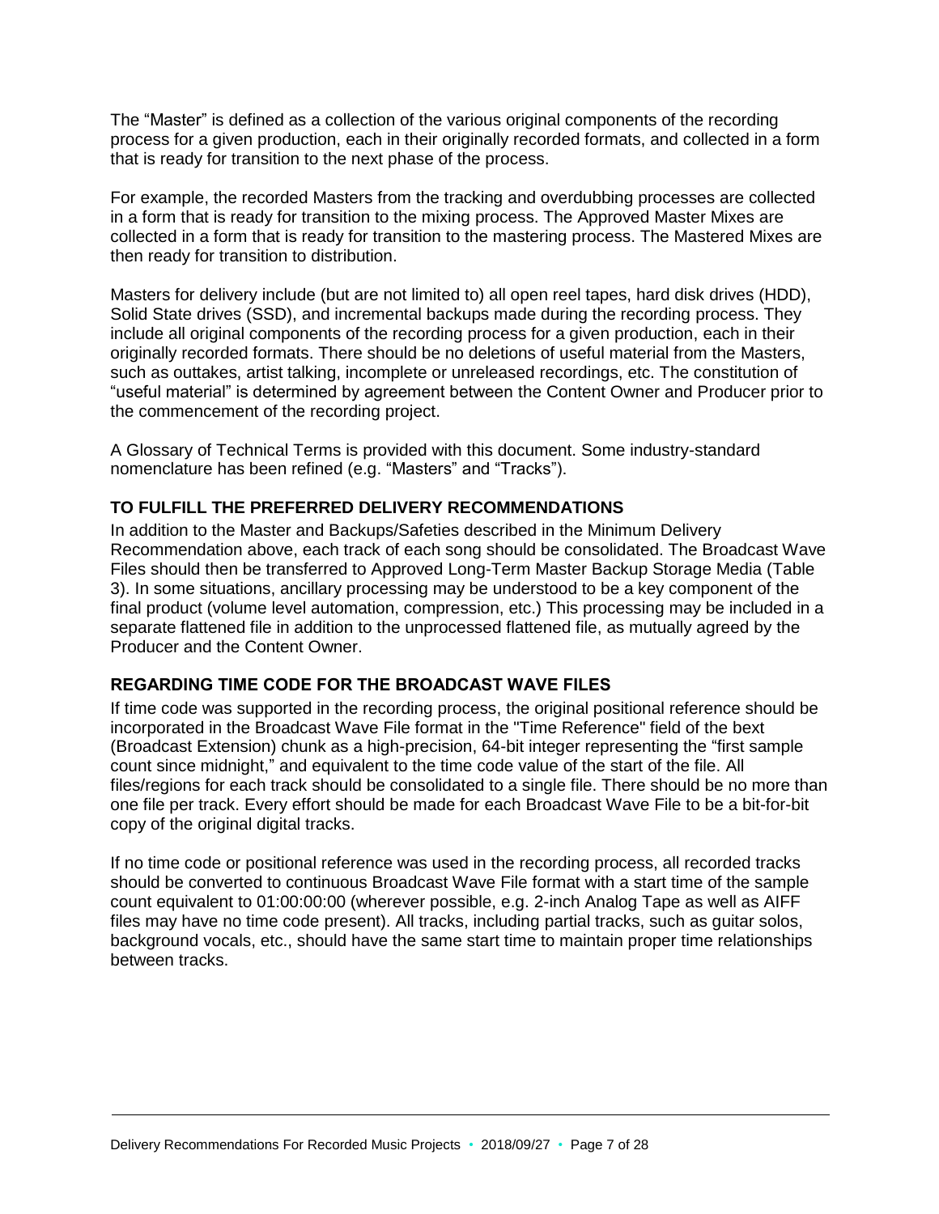The “Master” is defined as a collection of the various original components of the recording process for a given production, each in their originally recorded formats, and collected in a form that is ready for transition to the next phase of the process.

For example, the recorded Masters from the tracking and overdubbing processes are collected in a form that is ready for transition to the mixing process. The Approved Master Mixes are collected in a form that is ready for transition to the mastering process. The Mastered Mixes are then ready for transition to distribution.

Masters for delivery include (but are not limited to) all open reel tapes, hard disk drives (HDD), Solid State drives (SSD), and incremental backups made during the recording process. They include all original components of the recording process for a given production, each in their originally recorded formats. There should be no deletions of useful material from the Masters, such as outtakes, artist talking, incomplete or unreleased recordings, etc. The constitution of “useful material” is determined by agreement between the Content Owner and Producer prior to the commencement of the recording project.

A Glossary of Technical Terms is provided with this document. Some industry-standard nomenclature has been refined (e.g. “Masters” and “Tracks”).

### TO FULFILL THE PREFERRED DELIVERY RECOMMENDATIONS

In addition to the Master and Backups/Safeties described in the Minimum Delivery Recommendation above, each track of each song should be consolidated. The Broadcast Wave Files should then be transferred to Approved Long-Term Master Backup Storage Media (Table 3). In some situations, ancillary processing may be understood to be a key component of the final product (volume level automation, compression, etc.) This processing may be included in a separate flattened file in addition to the unprocessed flattened file, as mutually agreed by the Producer and the Content Owner.

### REGARDING TIME CODE FOR THE BROADCAST WAVE FILES

If time code was supported in the recording process, the original positional reference should be incorporated in the Broadcast Wave File format in the "Time Reference" field of the bext (Broadcast Extension) chunk as a high-precision, 64-bit integer representing the “first sample count since midnight,” and equivalent to the time code value of the start of the file. All files/regions for each track should be consolidated to a single file. There should be no more than one file per track. Every effort should be made for each Broadcast Wave File to be a bit-for-bit copy of the original digital tracks.

If no time code or positional reference was used in the recording process, all recorded tracks should be converted to continuous Broadcast Wave File format with a start time of the sample count equivalent to 01:00:00:00 (wherever possible, e.g. 2-inch Analog Tape as well as AIFF files may have no time code present). All tracks, including partial tracks, such as guitar solos, background vocals, etc., should have the same start time to maintain proper time relationships between tracks.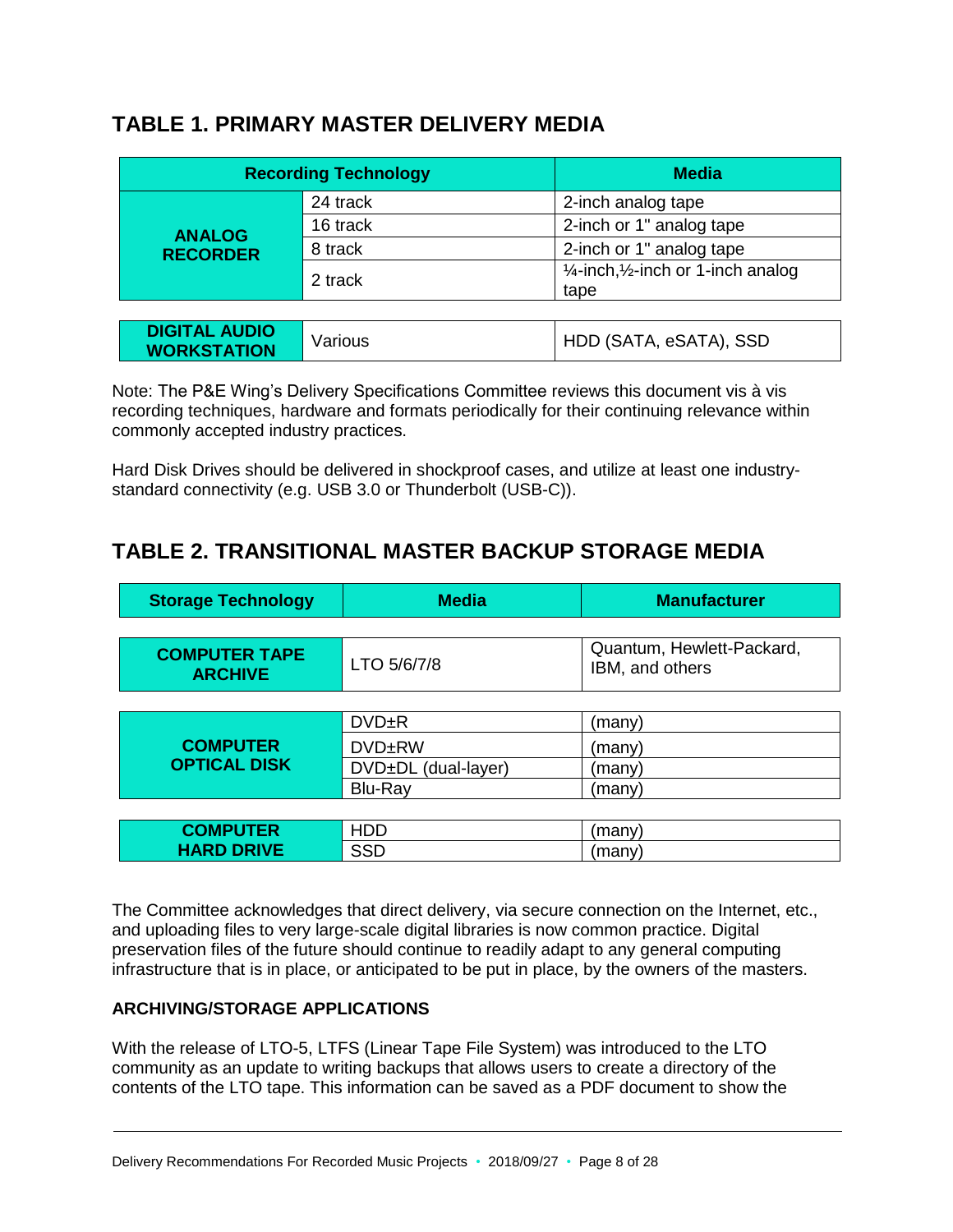## TABLE 1. PRIMARY MASTER DELIVERY MEDIA

| Recording Technology | | Media |
|---|---|---|
| **ANALOG RECORDER** | 24 track | 2-inch analog tape |
| | 16 track | 2-inch or 1" analog tape |
| | 8 track | 2-inch or 1" analog tape |
| | 2 track | ¼-inch,½-inch or 1-inch analog tape |
| **DIGITAL AUDIO WORKSTATION** | Various | HDD (SATA, eSATA), SSD |

Note: The P&E Wing's Delivery Specifications Committee reviews this document vis à vis recording techniques, hardware and formats periodically for their continuing relevance within commonly accepted industry practices.

Hard Disk Drives should be delivered in shockproof cases, and utilize at least one industry-standard connectivity (e.g. USB 3.0 or Thunderbolt (USB-C)).

## TABLE 2. TRANSITIONAL MASTER BACKUP STORAGE MEDIA

| Storage Technology | Media | Manufacturer |
|---|---|---|
| **COMPUTER TAPE ARCHIVE** | LTO 5/6/7/8 | Quantum, Hewlett-Packard, IBM, and others |
| **COMPUTER OPTICAL DISK** | DVD±R | (many) |
| | DVD±RW | (many) |
| | DVD±DL (dual-layer) | (many) |
| | Blu-Ray | (many) |
| **COMPUTER HARD DRIVE** | HDD | (many) |
| | SSD | (many) |

The Committee acknowledges that direct delivery, via secure connection on the Internet, etc., and uploading files to very large-scale digital libraries is now common practice. Digital preservation files of the future should continue to readily adapt to any general computing infrastructure that is in place, or anticipated to be put in place, by the owners of the masters.

### ARCHIVING/STORAGE APPLICATIONS

With the release of LTO-5, LTFS (Linear Tape File System) was introduced to the LTO community as an update to writing backups that allows users to create a directory of the contents of the LTO tape. This information can be saved as a PDF document to show the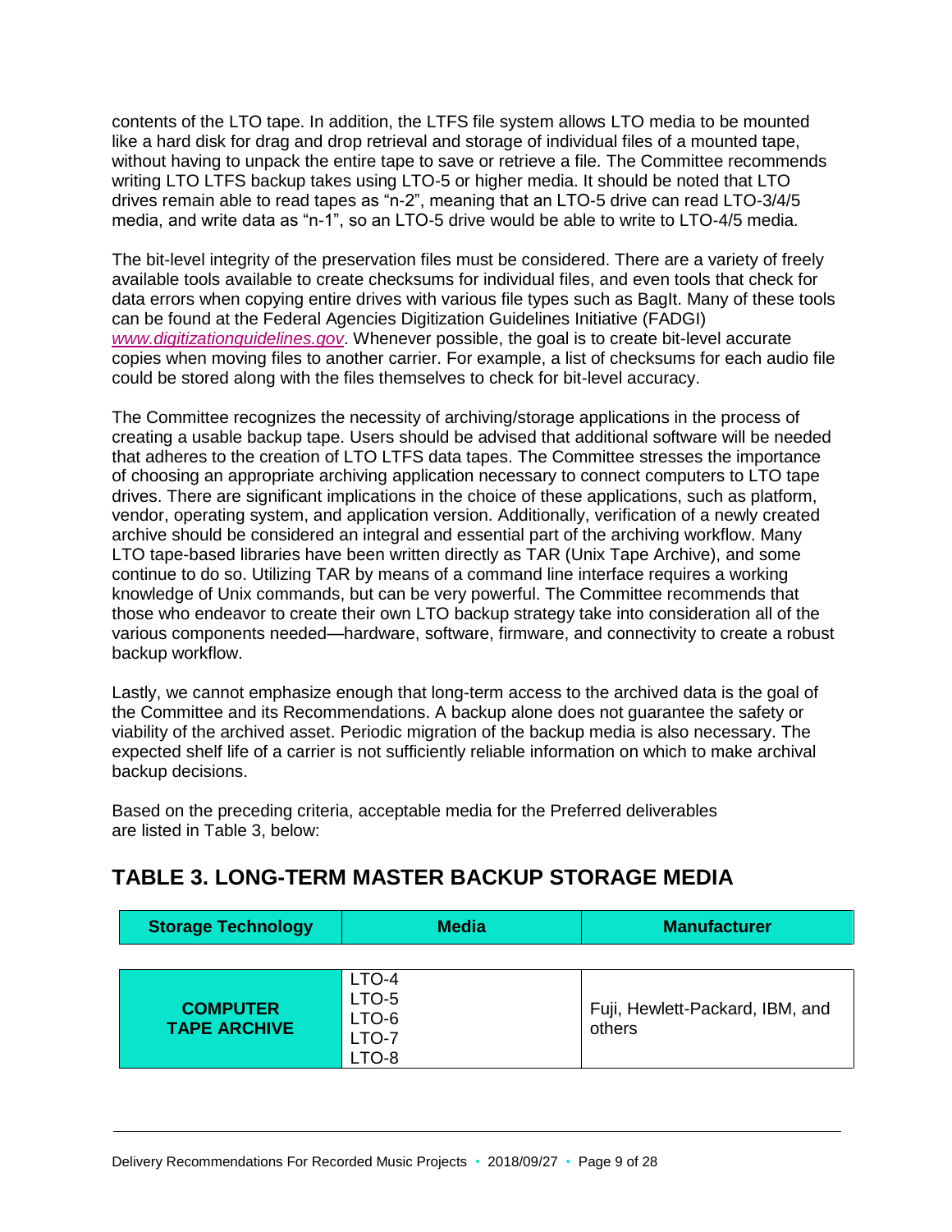contents of the LTO tape. In addition, the LTFS file system allows LTO media to be mounted like a hard disk for drag and drop retrieval and storage of individual files of a mounted tape, without having to unpack the entire tape to save or retrieve a file. The Committee recommends writing LTO LTFS backup takes using LTO-5 or higher media. It should be noted that LTO drives remain able to read tapes as "n-2", meaning that an LTO-5 drive can read LTO-3/4/5 media, and write data as "n-1", so an LTO-5 drive would be able to write to LTO-4/5 media.

The bit-level integrity of the preservation files must be considered. There are a variety of freely available tools available to create checksums for individual files, and even tools that check for data errors when copying entire drives with various file types such as BagIt. Many of these tools can be found at the Federal Agencies Digitization Guidelines Initiative (FADGI) *www.digitizationguidelines.gov*. Whenever possible, the goal is to create bit-level accurate copies when moving files to another carrier. For example, a list of checksums for each audio file could be stored along with the files themselves to check for bit-level accuracy.

The Committee recognizes the necessity of archiving/storage applications in the process of creating a usable backup tape. Users should be advised that additional software will be needed that adheres to the creation of LTO LTFS data tapes. The Committee stresses the importance of choosing an appropriate archiving application necessary to connect computers to LTO tape drives. There are significant implications in the choice of these applications, such as platform, vendor, operating system, and application version. Additionally, verification of a newly created archive should be considered an integral and essential part of the archiving workflow. Many LTO tape-based libraries have been written directly as TAR (Unix Tape Archive), and some continue to do so. Utilizing TAR by means of a command line interface requires a working knowledge of Unix commands, but can be very powerful. The Committee recommends that those who endeavor to create their own LTO backup strategy take into consideration all of the various components needed—hardware, software, firmware, and connectivity to create a robust backup workflow.

Lastly, we cannot emphasize enough that long-term access to the archived data is the goal of the Committee and its Recommendations. A backup alone does not guarantee the safety or viability of the archived asset. Periodic migration of the backup media is also necessary. The expected shelf life of a carrier is not sufficiently reliable information on which to make archival backup decisions.

Based on the preceding criteria, acceptable media for the Preferred deliverables are listed in Table 3, below:

## TABLE 3. LONG-TERM MASTER BACKUP STORAGE MEDIA

| Storage Technology | Media | Manufacturer |
|---|---|---|
| **COMPUTER TAPE ARCHIVE** | LTO-4<br>LTO-5<br>LTO-6<br>LTO-7<br>LTO-8 | Fuji, Hewlett-Packard, IBM, and others |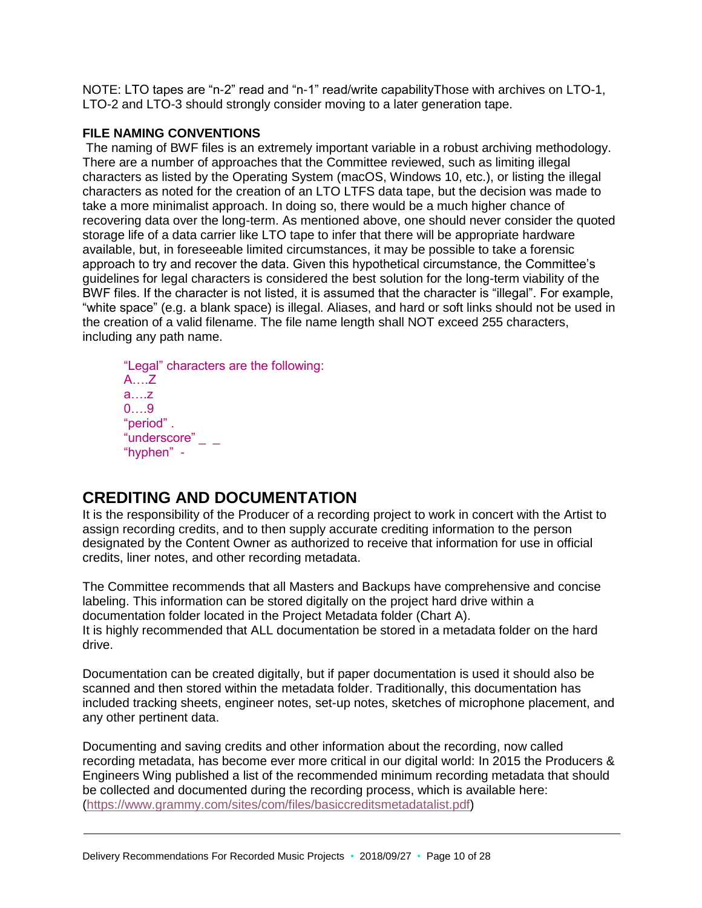NOTE: LTO tapes are "n-2" read and "n-1" read/write capabilityThose with archives on LTO-1, LTO-2 and LTO-3 should strongly consider moving to a later generation tape.

**FILE NAMING CONVENTIONS**

The naming of BWF files is an extremely important variable in a robust archiving methodology. There are a number of approaches that the Committee reviewed, such as limiting illegal characters as listed by the Operating System (macOS, Windows 10, etc.), or listing the illegal characters as noted for the creation of an LTO LTFS data tape, but the decision was made to take a more minimalist approach. In doing so, there would be a much higher chance of recovering data over the long-term. As mentioned above, one should never consider the quoted storage life of a data carrier like LTO tape to infer that there will be appropriate hardware available, but, in foreseeable limited circumstances, it may be possible to take a forensic approach to try and recover the data. Given this hypothetical circumstance, the Committee's guidelines for legal characters is considered the best solution for the long-term viability of the BWF files. If the character is not listed, it is assumed that the character is "illegal". For example, "white space" (e.g. a blank space) is illegal. Aliases, and hard or soft links should not be used in the creation of a valid filename. The file name length shall NOT exceed 255 characters, including any path name.

"Legal" characters are the following:
A….Z
a….z
0….9
"period" .
"underscore" _ _
"hyphen" -

## CREDITING AND DOCUMENTATION

It is the responsibility of the Producer of a recording project to work in concert with the Artist to assign recording credits, and to then supply accurate crediting information to the person designated by the Content Owner as authorized to receive that information for use in official credits, liner notes, and other recording metadata.

The Committee recommends that all Masters and Backups have comprehensive and concise labeling. This information can be stored digitally on the project hard drive within a documentation folder located in the Project Metadata folder (Chart A).
It is highly recommended that ALL documentation be stored in a metadata folder on the hard drive.

Documentation can be created digitally, but if paper documentation is used it should also be scanned and then stored within the metadata folder. Traditionally, this documentation has included tracking sheets, engineer notes, set-up notes, sketches of microphone placement, and any other pertinent data.

Documenting and saving credits and other information about the recording, now called recording metadata, has become ever more critical in our digital world: In 2015 the Producers & Engineers Wing published a list of the recommended minimum recording metadata that should be collected and documented during the recording process, which is available here: (https://www.grammy.com/sites/com/files/basiccreditsmetadatalist.pdf)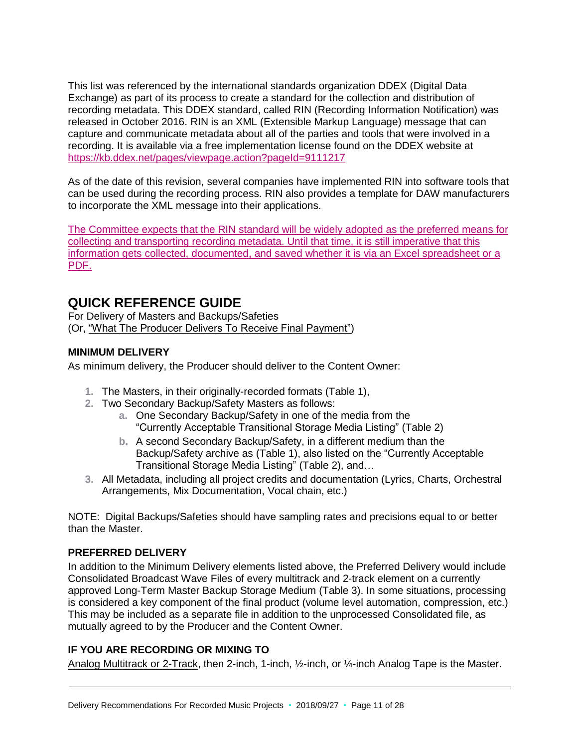This list was referenced by the international standards organization DDEX (Digital Data Exchange) as part of its process to create a standard for the collection and distribution of recording metadata. This DDEX standard, called RIN (Recording Information Notification) was released in October 2016. RIN is an XML (Extensible Markup Language) message that can capture and communicate metadata about all of the parties and tools that were involved in a recording. It is available via a free implementation license found on the DDEX website at https://kb.ddex.net/pages/viewpage.action?pageId=9111217

As of the date of this revision, several companies have implemented RIN into software tools that can be used during the recording process. RIN also provides a template for DAW manufacturers to incorporate the XML message into their applications.

The Committee expects that the RIN standard will be widely adopted as the preferred means for collecting and transporting recording metadata. Until that time, it is still imperative that this information gets collected, documented, and saved whether it is via an Excel spreadsheet or a PDF.

## QUICK REFERENCE GUIDE

For Delivery of Masters and Backups/Safeties
(Or, "What The Producer Delivers To Receive Final Payment")

### MINIMUM DELIVERY

As minimum delivery, the Producer should deliver to the Content Owner:

1. The Masters, in their originally-recorded formats (Table 1),
2. Two Secondary Backup/Safety Masters as follows:
   a. One Secondary Backup/Safety in one of the media from the "Currently Acceptable Transitional Storage Media Listing" (Table 2)
   b. A second Secondary Backup/Safety, in a different medium than the Backup/Safety archive as (Table 1), also listed on the "Currently Acceptable Transitional Storage Media Listing" (Table 2), and…
3. All Metadata, including all project credits and documentation (Lyrics, Charts, Orchestral Arrangements, Mix Documentation, Vocal chain, etc.)

NOTE: Digital Backups/Safeties should have sampling rates and precisions equal to or better than the Master.

### PREFERRED DELIVERY

In addition to the Minimum Delivery elements listed above, the Preferred Delivery would include Consolidated Broadcast Wave Files of every multitrack and 2-track element on a currently approved Long-Term Master Backup Storage Medium (Table 3). In some situations, processing is considered a key component of the final product (volume level automation, compression, etc.) This may be included as a separate file in addition to the unprocessed Consolidated file, as mutually agreed to by the Producer and the Content Owner.

### IF YOU ARE RECORDING OR MIXING TO

Analog Multitrack or 2-Track, then 2-inch, 1-inch, ½-inch, or ¼-inch Analog Tape is the Master.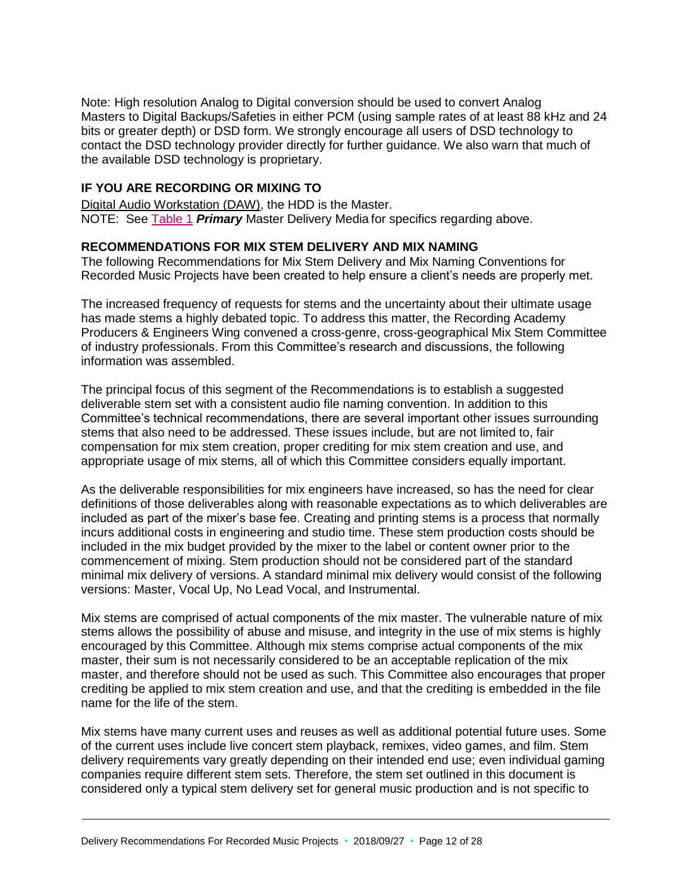Note: High resolution Analog to Digital conversion should be used to convert Analog Masters to Digital Backups/Safeties in either PCM (using sample rates of at least 88 kHz and 24 bits or greater depth) or DSD form. We strongly encourage all users of DSD technology to contact the DSD technology provider directly for further guidance. We also warn that much of the available DSD technology is proprietary.

### IF YOU ARE RECORDING OR MIXING TO

Digital Audio Workstation (DAW), the HDD is the Master.
NOTE: See Table 1 ***Primary*** Master Delivery Media for specifics regarding above.

### RECOMMENDATIONS FOR MIX STEM DELIVERY AND MIX NAMING

The following Recommendations for Mix Stem Delivery and Mix Naming Conventions for Recorded Music Projects have been created to help ensure a client's needs are properly met.

The increased frequency of requests for stems and the uncertainty about their ultimate usage has made stems a highly debated topic. To address this matter, the Recording Academy Producers & Engineers Wing convened a cross-genre, cross-geographical Mix Stem Committee of industry professionals. From this Committee's research and discussions, the following information was assembled.

The principal focus of this segment of the Recommendations is to establish a suggested deliverable stem set with a consistent audio file naming convention. In addition to this Committee's technical recommendations, there are several important other issues surrounding stems that also need to be addressed. These issues include, but are not limited to, fair compensation for mix stem creation, proper crediting for mix stem creation and use, and appropriate usage of mix stems, all of which this Committee considers equally important.

As the deliverable responsibilities for mix engineers have increased, so has the need for clear definitions of those deliverables along with reasonable expectations as to which deliverables are included as part of the mixer's base fee. Creating and printing stems is a process that normally incurs additional costs in engineering and studio time. These stem production costs should be included in the mix budget provided by the mixer to the label or content owner prior to the commencement of mixing. Stem production should not be considered part of the standard minimal mix delivery of versions. A standard minimal mix delivery would consist of the following versions: Master, Vocal Up, No Lead Vocal, and Instrumental.

Mix stems are comprised of actual components of the mix master. The vulnerable nature of mix stems allows the possibility of abuse and misuse, and integrity in the use of mix stems is highly encouraged by this Committee. Although mix stems comprise actual components of the mix master, their sum is not necessarily considered to be an acceptable replication of the mix master, and therefore should not be used as such. This Committee also encourages that proper crediting be applied to mix stem creation and use, and that the crediting is embedded in the file name for the life of the stem.

Mix stems have many current uses and reuses as well as additional potential future uses. Some of the current uses include live concert stem playback, remixes, video games, and film. Stem delivery requirements vary greatly depending on their intended end use; even individual gaming companies require different stem sets. Therefore, the stem set outlined in this document is considered only a typical stem delivery set for general music production and is not specific to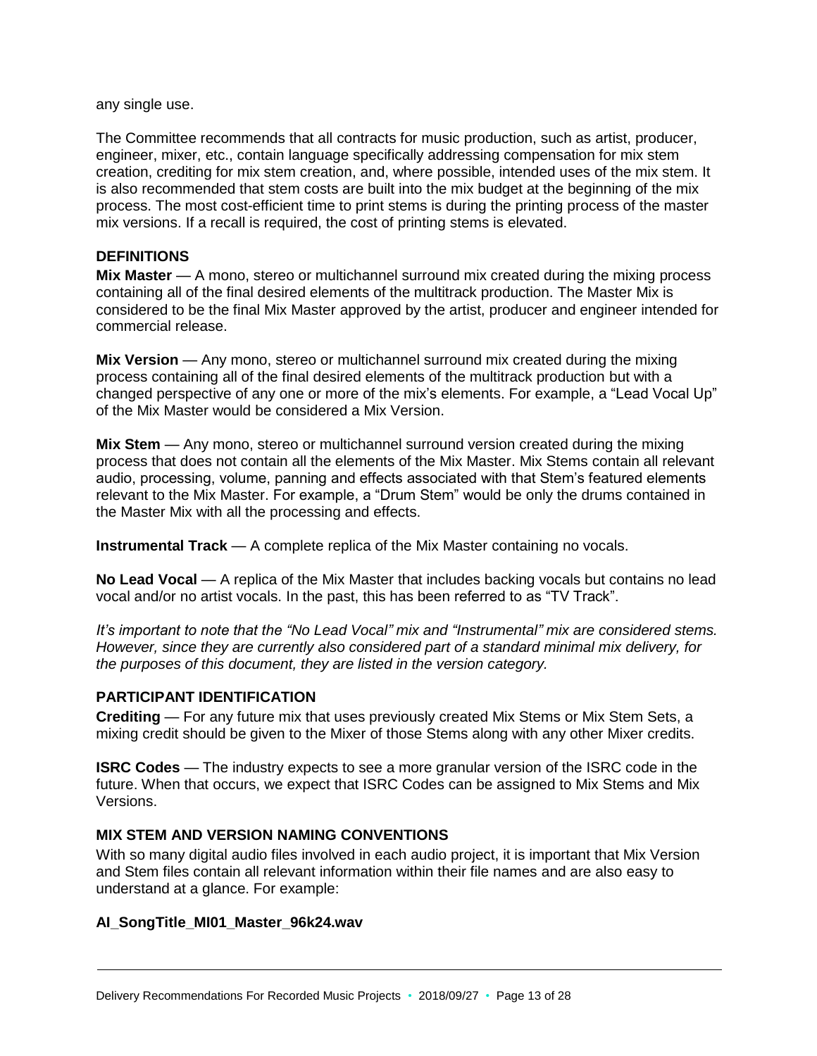any single use.

The Committee recommends that all contracts for music production, such as artist, producer, engineer, mixer, etc., contain language specifically addressing compensation for mix stem creation, crediting for mix stem creation, and, where possible, intended uses of the mix stem. It is also recommended that stem costs are built into the mix budget at the beginning of the mix process. The most cost-efficient time to print stems is during the printing process of the master mix versions. If a recall is required, the cost of printing stems is elevated.

## DEFINITIONS

**Mix Master** — A mono, stereo or multichannel surround mix created during the mixing process containing all of the final desired elements of the multitrack production. The Master Mix is considered to be the final Mix Master approved by the artist, producer and engineer intended for commercial release.

**Mix Version** — Any mono, stereo or multichannel surround mix created during the mixing process containing all of the final desired elements of the multitrack production but with a changed perspective of any one or more of the mix's elements. For example, a "Lead Vocal Up" of the Mix Master would be considered a Mix Version.

**Mix Stem** — Any mono, stereo or multichannel surround version created during the mixing process that does not contain all the elements of the Mix Master. Mix Stems contain all relevant audio, processing, volume, panning and effects associated with that Stem's featured elements relevant to the Mix Master. For example, a "Drum Stem" would be only the drums contained in the Master Mix with all the processing and effects.

**Instrumental Track** — A complete replica of the Mix Master containing no vocals.

**No Lead Vocal** — A replica of the Mix Master that includes backing vocals but contains no lead vocal and/or no artist vocals. In the past, this has been referred to as "TV Track".

*It's important to note that the "No Lead Vocal" mix and "Instrumental" mix are considered stems. However, since they are currently also considered part of a standard minimal mix delivery, for the purposes of this document, they are listed in the version category.*

## PARTICIPANT IDENTIFICATION

**Crediting** — For any future mix that uses previously created Mix Stems or Mix Stem Sets, a mixing credit should be given to the Mixer of those Stems along with any other Mixer credits.

**ISRC Codes** — The industry expects to see a more granular version of the ISRC code in the future. When that occurs, we expect that ISRC Codes can be assigned to Mix Stems and Mix Versions.

## MIX STEM AND VERSION NAMING CONVENTIONS

With so many digital audio files involved in each audio project, it is important that Mix Version and Stem files contain all relevant information within their file names and are also easy to understand at a glance. For example:

**AI_SongTitle_MI01_Master_96k24.wav**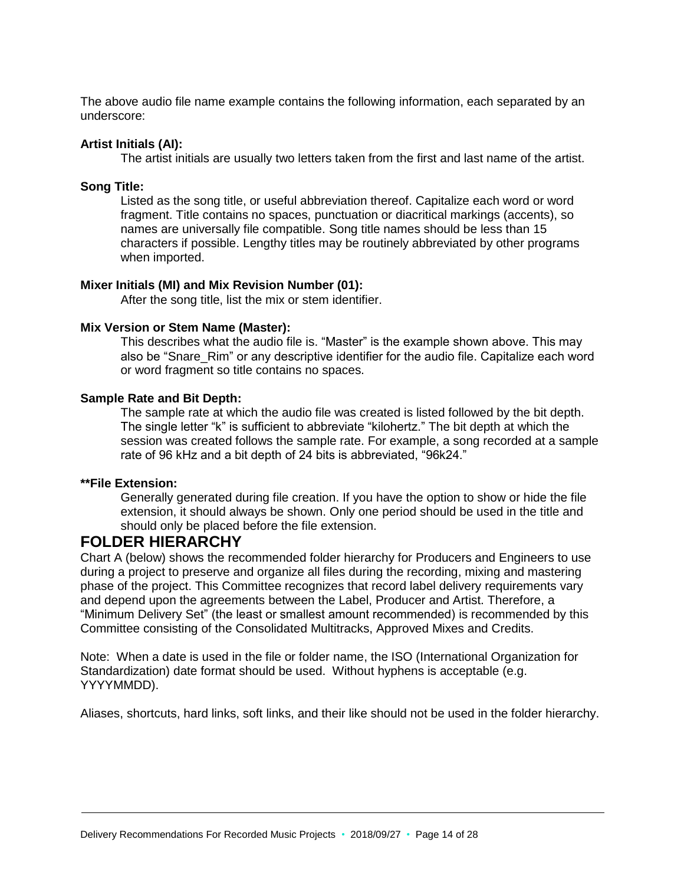The above audio file name example contains the following information, each separated by an underscore:

**Artist Initials (AI):**

The artist initials are usually two letters taken from the first and last name of the artist.

**Song Title:**

Listed as the song title, or useful abbreviation thereof. Capitalize each word or word fragment. Title contains no spaces, punctuation or diacritical markings (accents), so names are universally file compatible. Song title names should be less than 15 characters if possible. Lengthy titles may be routinely abbreviated by other programs when imported.

**Mixer Initials (MI) and Mix Revision Number (01):**

After the song title, list the mix or stem identifier.

**Mix Version or Stem Name (Master):**

This describes what the audio file is. "Master" is the example shown above. This may also be "Snare_Rim" or any descriptive identifier for the audio file. Capitalize each word or word fragment so title contains no spaces.

**Sample Rate and Bit Depth:**

The sample rate at which the audio file was created is listed followed by the bit depth. The single letter "k" is sufficient to abbreviate "kilohertz." The bit depth at which the session was created follows the sample rate. For example, a song recorded at a sample rate of 96 kHz and a bit depth of 24 bits is abbreviated, "96k24."

**\*\*File Extension:**

Generally generated during file creation. If you have the option to show or hide the file extension, it should always be shown. Only one period should be used in the title and should only be placed before the file extension.

## FOLDER HIERARCHY

Chart A (below) shows the recommended folder hierarchy for Producers and Engineers to use during a project to preserve and organize all files during the recording, mixing and mastering phase of the project. This Committee recognizes that record label delivery requirements vary and depend upon the agreements between the Label, Producer and Artist. Therefore, a "Minimum Delivery Set" (the least or smallest amount recommended) is recommended by this Committee consisting of the Consolidated Multitracks, Approved Mixes and Credits.

Note: When a date is used in the file or folder name, the ISO (International Organization for Standardization) date format should be used. Without hyphens is acceptable (e.g. YYYYMMDD).

Aliases, shortcuts, hard links, soft links, and their like should not be used in the folder hierarchy.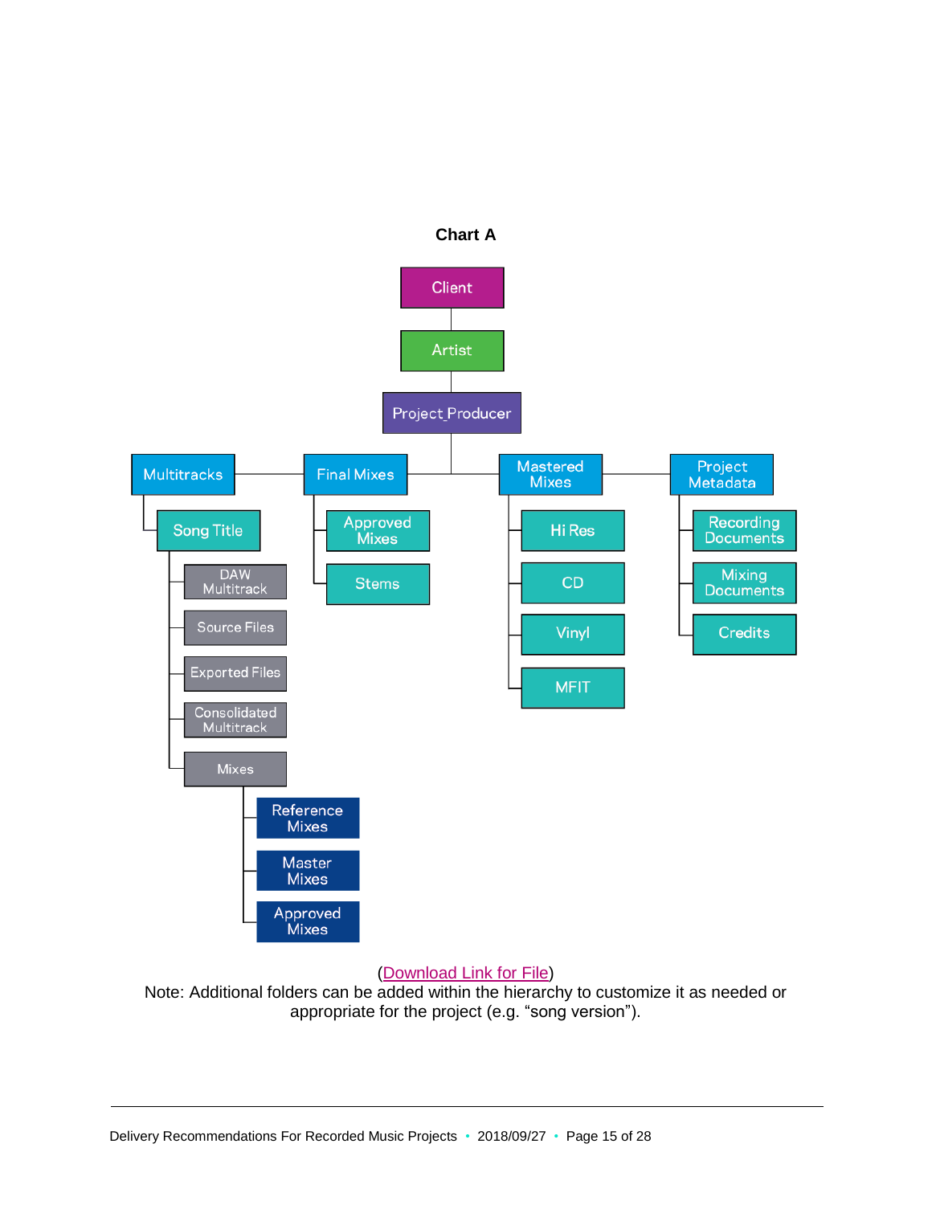**Chart A**

- Client
  - Artist
    - Project_Producer
      - Multitracks
        - Song Title
          - DAW Multitrack
          - Source Files
          - Exported Files
          - Consolidated Multitrack
          - Mixes
            - Reference Mixes
            - Master Mixes
            - Approved Mixes
      - Final Mixes
        - Approved Mixes
        - Stems
      - Mastered Mixes
        - Hi Res
        - CD
        - Vinyl
        - MFIT
      - Project Metadata
        - Recording Documents
        - Mixing Documents
        - Credits

(Download Link for File)

Note: Additional folders can be added within the hierarchy to customize it as needed or appropriate for the project (e.g. "song version").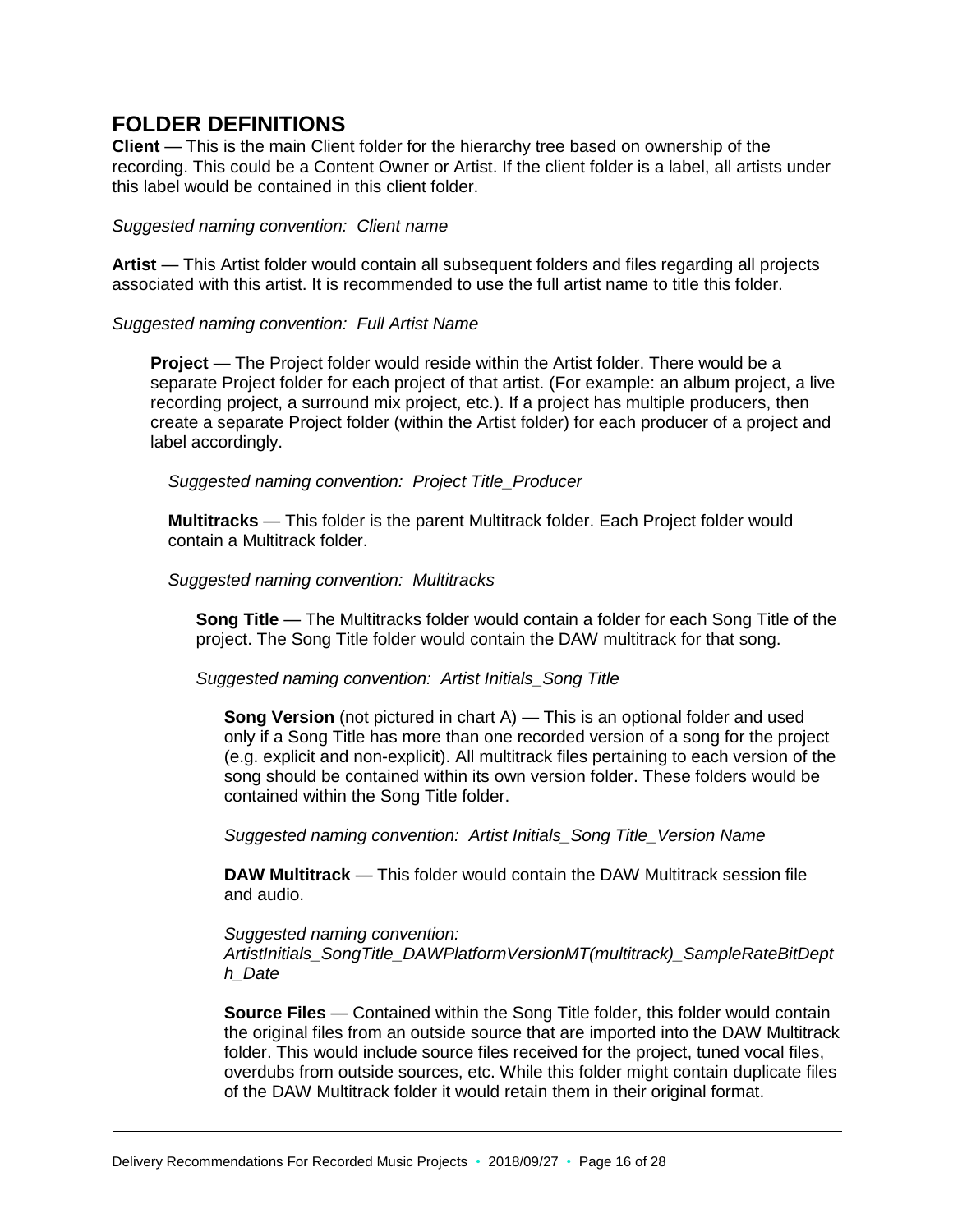## FOLDER DEFINITIONS

**Client** — This is the main Client folder for the hierarchy tree based on ownership of the recording. This could be a Content Owner or Artist. If the client folder is a label, all artists under this label would be contained in this client folder.

*Suggested naming convention: Client name*

**Artist** — This Artist folder would contain all subsequent folders and files regarding all projects associated with this artist. It is recommended to use the full artist name to title this folder.

*Suggested naming convention: Full Artist Name*

**Project** — The Project folder would reside within the Artist folder. There would be a separate Project folder for each project of that artist. (For example: an album project, a live recording project, a surround mix project, etc.). If a project has multiple producers, then create a separate Project folder (within the Artist folder) for each producer of a project and label accordingly.

*Suggested naming convention: Project Title_Producer*

**Multitracks** — This folder is the parent Multitrack folder. Each Project folder would contain a Multitrack folder.

*Suggested naming convention: Multitracks*

**Song Title** — The Multitracks folder would contain a folder for each Song Title of the project. The Song Title folder would contain the DAW multitrack for that song.

*Suggested naming convention: Artist Initials_Song Title*

**Song Version** (not pictured in chart A) — This is an optional folder and used only if a Song Title has more than one recorded version of a song for the project (e.g. explicit and non-explicit). All multitrack files pertaining to each version of the song should be contained within its own version folder. These folders would be contained within the Song Title folder.

*Suggested naming convention: Artist Initials_Song Title_Version Name*

**DAW Multitrack** — This folder would contain the DAW Multitrack session file and audio.

*Suggested naming convention: ArtistInitials_SongTitle_DAWPlatformVersionMT(multitrack)_SampleRateBitDepth_Date*

**Source Files** — Contained within the Song Title folder, this folder would contain the original files from an outside source that are imported into the DAW Multitrack folder. This would include source files received for the project, tuned vocal files, overdubs from outside sources, etc. While this folder might contain duplicate files of the DAW Multitrack folder it would retain them in their original format.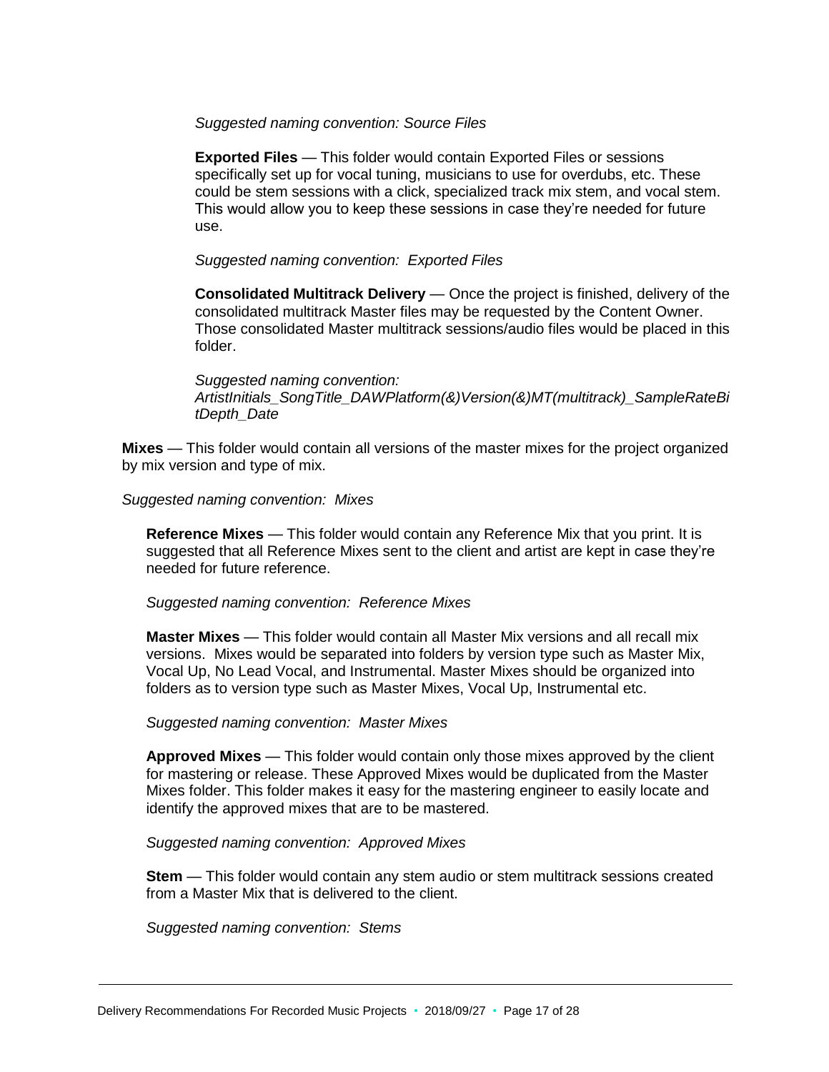*Suggested naming convention: Source Files*

**Exported Files** — This folder would contain Exported Files or sessions specifically set up for vocal tuning, musicians to use for overdubs, etc. These could be stem sessions with a click, specialized track mix stem, and vocal stem. This would allow you to keep these sessions in case they're needed for future use.

*Suggested naming convention: Exported Files*

**Consolidated Multitrack Delivery** — Once the project is finished, delivery of the consolidated multitrack Master files may be requested by the Content Owner. Those consolidated Master multitrack sessions/audio files would be placed in this folder.

*Suggested naming convention: ArtistInitials_SongTitle_DAWPlatform(&)Version(&)MT(multitrack)_SampleRateBitDepth_Date*

**Mixes** — This folder would contain all versions of the master mixes for the project organized by mix version and type of mix.

*Suggested naming convention: Mixes*

**Reference Mixes** — This folder would contain any Reference Mix that you print. It is suggested that all Reference Mixes sent to the client and artist are kept in case they're needed for future reference.

*Suggested naming convention: Reference Mixes*

**Master Mixes** — This folder would contain all Master Mix versions and all recall mix versions. Mixes would be separated into folders by version type such as Master Mix, Vocal Up, No Lead Vocal, and Instrumental. Master Mixes should be organized into folders as to version type such as Master Mixes, Vocal Up, Instrumental etc.

*Suggested naming convention: Master Mixes*

**Approved Mixes** — This folder would contain only those mixes approved by the client for mastering or release. These Approved Mixes would be duplicated from the Master Mixes folder. This folder makes it easy for the mastering engineer to easily locate and identify the approved mixes that are to be mastered.

*Suggested naming convention: Approved Mixes*

**Stem** — This folder would contain any stem audio or stem multitrack sessions created from a Master Mix that is delivered to the client.

*Suggested naming convention: Stems*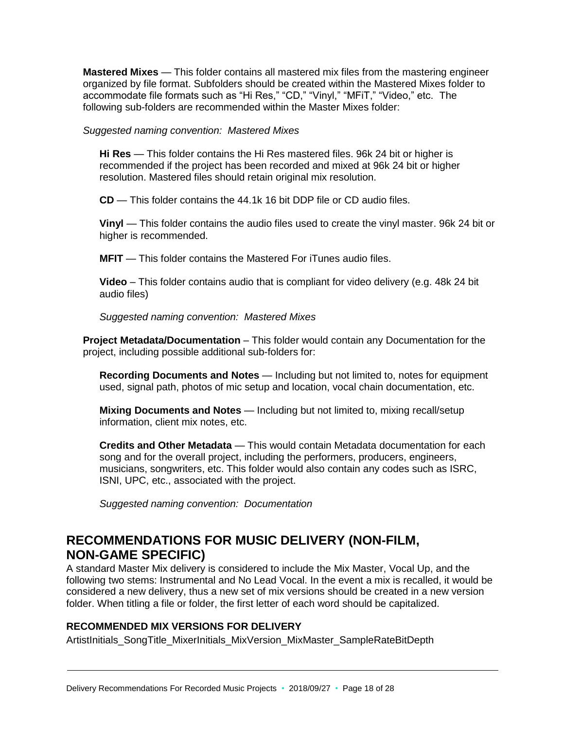**Mastered Mixes** — This folder contains all mastered mix files from the mastering engineer organized by file format. Subfolders should be created within the Mastered Mixes folder to accommodate file formats such as "Hi Res," "CD," "Vinyl," "MFiT," "Video," etc. The following sub-folders are recommended within the Master Mixes folder:

*Suggested naming convention: Mastered Mixes*

**Hi Res** — This folder contains the Hi Res mastered files. 96k 24 bit or higher is recommended if the project has been recorded and mixed at 96k 24 bit or higher resolution. Mastered files should retain original mix resolution.

**CD** — This folder contains the 44.1k 16 bit DDP file or CD audio files.

**Vinyl** — This folder contains the audio files used to create the vinyl master. 96k 24 bit or higher is recommended.

**MFIT** — This folder contains the Mastered For iTunes audio files.

**Video** – This folder contains audio that is compliant for video delivery (e.g. 48k 24 bit audio files)

*Suggested naming convention: Mastered Mixes*

**Project Metadata/Documentation** – This folder would contain any Documentation for the project, including possible additional sub-folders for:

**Recording Documents and Notes** — Including but not limited to, notes for equipment used, signal path, photos of mic setup and location, vocal chain documentation, etc.

**Mixing Documents and Notes** — Including but not limited to, mixing recall/setup information, client mix notes, etc.

**Credits and Other Metadata** — This would contain Metadata documentation for each song and for the overall project, including the performers, producers, engineers, musicians, songwriters, etc. This folder would also contain any codes such as ISRC, ISNI, UPC, etc., associated with the project.

*Suggested naming convention: Documentation*

## RECOMMENDATIONS FOR MUSIC DELIVERY (NON-FILM, NON-GAME SPECIFIC)

A standard Master Mix delivery is considered to include the Mix Master, Vocal Up, and the following two stems: Instrumental and No Lead Vocal. In the event a mix is recalled, it would be considered a new delivery, thus a new set of mix versions should be created in a new version folder. When titling a file or folder, the first letter of each word should be capitalized.

### RECOMMENDED MIX VERSIONS FOR DELIVERY

ArtistInitials_SongTitle_MixerInitials_MixVersion_MixMaster_SampleRateBitDepth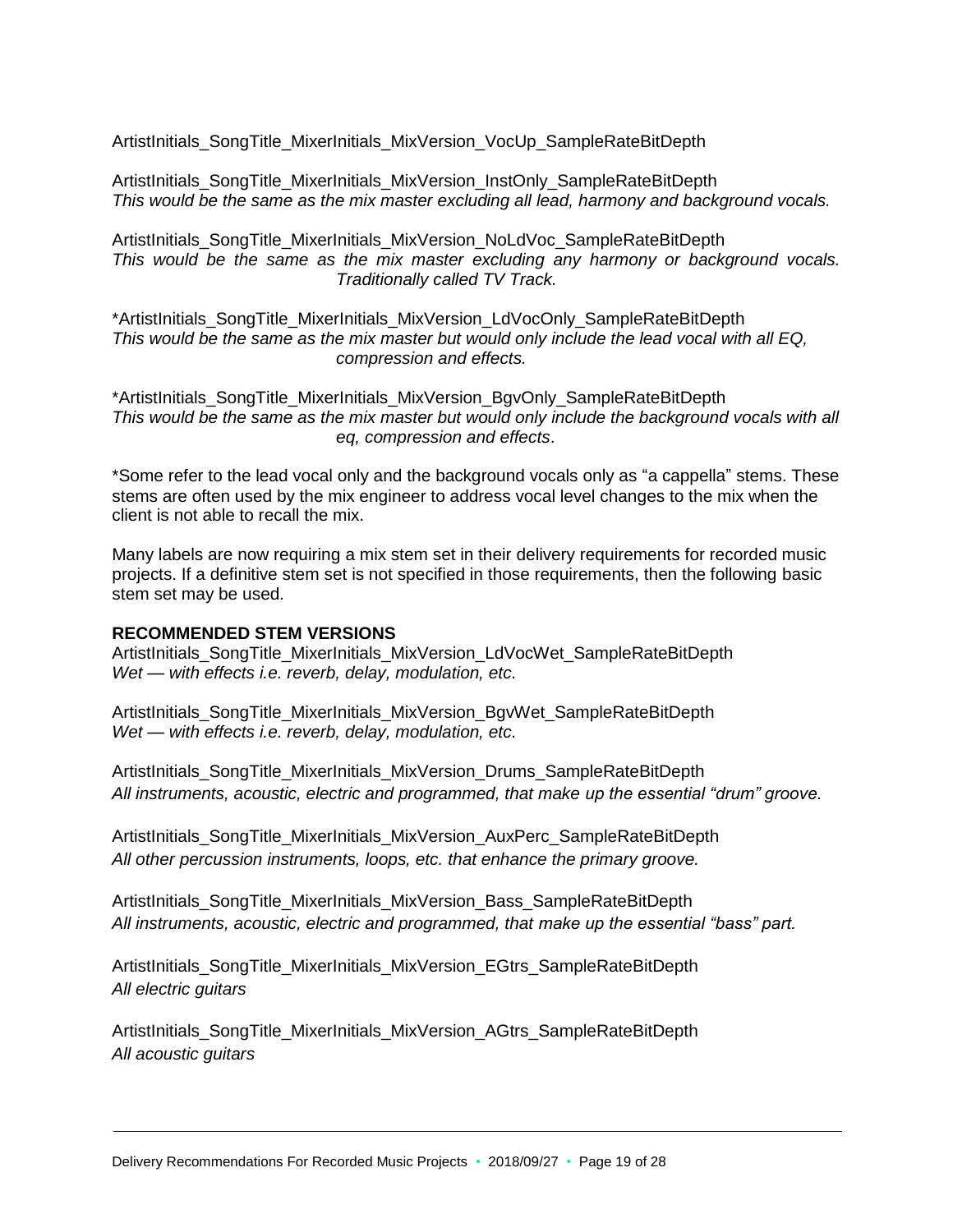ArtistInitials_SongTitle_MixerInitials_MixVersion_VocUp_SampleRateBitDepth

ArtistInitials_SongTitle_MixerInitials_MixVersion_InstOnly_SampleRateBitDepth
*This would be the same as the mix master excluding all lead, harmony and background vocals.*

ArtistInitials_SongTitle_MixerInitials_MixVersion_NoLdVoc_SampleRateBitDepth
*This would be the same as the mix master excluding any harmony or background vocals. Traditionally called TV Track.*

*ArtistInitials_SongTitle_MixerInitials_MixVersion_LdVocOnly_SampleRateBitDepth
*This would be the same as the mix master but would only include the lead vocal with all EQ, compression and effects.*

*ArtistInitials_SongTitle_MixerInitials_MixVersion_BgvOnly_SampleRateBitDepth
*This would be the same as the mix master but would only include the background vocals with all eq, compression and effects*.

*Some refer to the lead vocal only and the background vocals only as "a cappella" stems. These stems are often used by the mix engineer to address vocal level changes to the mix when the client is not able to recall the mix.

Many labels are now requiring a mix stem set in their delivery requirements for recorded music projects. If a definitive stem set is not specified in those requirements, then the following basic stem set may be used.

**RECOMMENDED STEM VERSIONS**

ArtistInitials_SongTitle_MixerInitials_MixVersion_LdVocWet_SampleRateBitDepth
*Wet — with effects i.e. reverb, delay, modulation, etc*.

ArtistInitials_SongTitle_MixerInitials_MixVersion_BgvWet_SampleRateBitDepth
*Wet — with effects i.e. reverb, delay, modulation, etc*.

ArtistInitials_SongTitle_MixerInitials_MixVersion_Drums_SampleRateBitDepth
*All instruments, acoustic, electric and programmed, that make up the essential "drum" groove.*

ArtistInitials_SongTitle_MixerInitials_MixVersion_AuxPerc_SampleRateBitDepth
*All other percussion instruments, loops, etc. that enhance the primary groove.*

ArtistInitials_SongTitle_MixerInitials_MixVersion_Bass_SampleRateBitDepth
*All instruments, acoustic, electric and programmed, that make up the essential "bass" part.*

ArtistInitials_SongTitle_MixerInitials_MixVersion_EGtrs_SampleRateBitDepth
*All electric guitars*

ArtistInitials_SongTitle_MixerInitials_MixVersion_AGtrs_SampleRateBitDepth
*All acoustic guitars*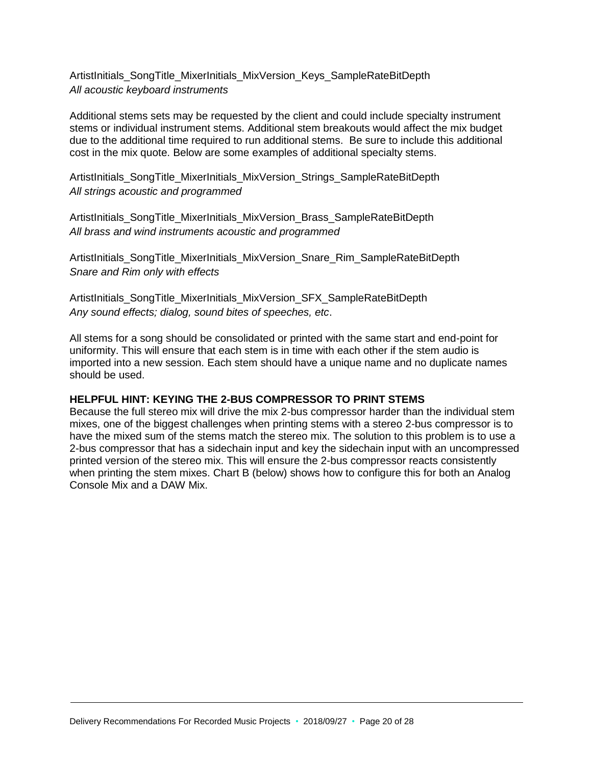ArtistInitials_SongTitle_MixerInitials_MixVersion_Keys_SampleRateBitDepth
*All acoustic keyboard instruments*

Additional stems sets may be requested by the client and could include specialty instrument stems or individual instrument stems. Additional stem breakouts would affect the mix budget due to the additional time required to run additional stems. Be sure to include this additional cost in the mix quote. Below are some examples of additional specialty stems.

ArtistInitials_SongTitle_MixerInitials_MixVersion_Strings_SampleRateBitDepth
*All strings acoustic and programmed*

ArtistInitials_SongTitle_MixerInitials_MixVersion_Brass_SampleRateBitDepth
*All brass and wind instruments acoustic and programmed*

ArtistInitials_SongTitle_MixerInitials_MixVersion_Snare_Rim_SampleRateBitDepth
*Snare and Rim only with effects*

ArtistInitials_SongTitle_MixerInitials_MixVersion_SFX_SampleRateBitDepth
*Any sound effects; dialog, sound bites of speeches, etc*.

All stems for a song should be consolidated or printed with the same start and end-point for uniformity. This will ensure that each stem is in time with each other if the stem audio is imported into a new session. Each stem should have a unique name and no duplicate names should be used.

**HELPFUL HINT: KEYING THE 2-BUS COMPRESSOR TO PRINT STEMS**

Because the full stereo mix will drive the mix 2-bus compressor harder than the individual stem mixes, one of the biggest challenges when printing stems with a stereo 2-bus compressor is to have the mixed sum of the stems match the stereo mix. The solution to this problem is to use a 2-bus compressor that has a sidechain input and key the sidechain input with an uncompressed printed version of the stereo mix. This will ensure the 2-bus compressor reacts consistently when printing the stem mixes. Chart B (below) shows how to configure this for both an Analog Console Mix and a DAW Mix.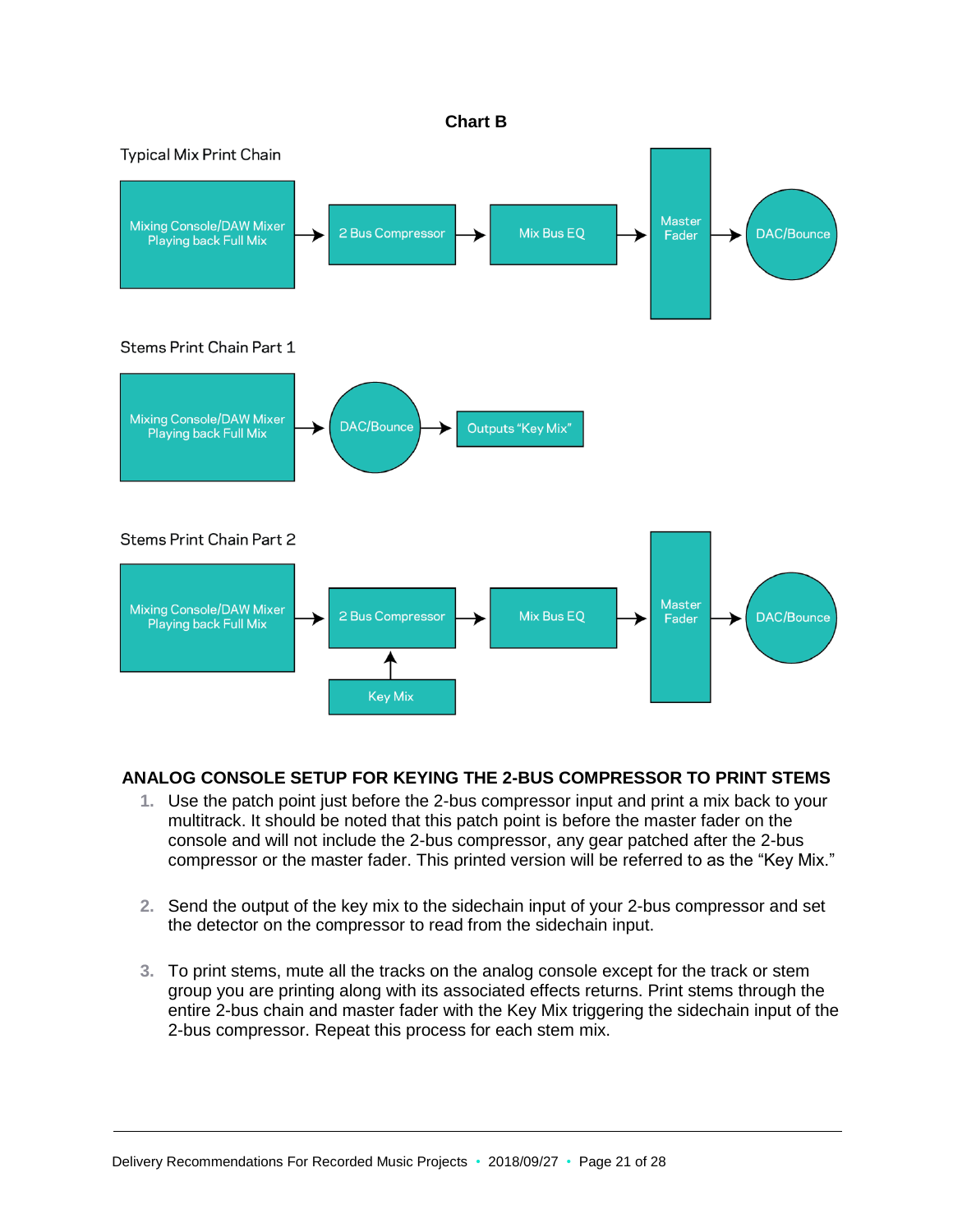**Chart B**

Typical Mix Print Chain

Mixing Console/DAW Mixer Playing back Full Mix → 2 Bus Compressor → Mix Bus EQ → Master Fader → DAC/Bounce

Stems Print Chain Part 1

Mixing Console/DAW Mixer Playing back Full Mix → DAC/Bounce → Outputs "Key Mix"

Stems Print Chain Part 2

Mixing Console/DAW Mixer Playing back Full Mix → 2 Bus Compressor → Mix Bus EQ → Master Fader → DAC/Bounce

Key Mix → 2 Bus Compressor

## ANALOG CONSOLE SETUP FOR KEYING THE 2-BUS COMPRESSOR TO PRINT STEMS

1. Use the patch point just before the 2-bus compressor input and print a mix back to your multitrack. It should be noted that this patch point is before the master fader on the console and will not include the 2-bus compressor, any gear patched after the 2-bus compressor or the master fader. This printed version will be referred to as the "Key Mix."

2. Send the output of the key mix to the sidechain input of your 2-bus compressor and set the detector on the compressor to read from the sidechain input.

3. To print stems, mute all the tracks on the analog console except for the track or stem group you are printing along with its associated effects returns. Print stems through the entire 2-bus chain and master fader with the Key Mix triggering the sidechain input of the 2-bus compressor. Repeat this process for each stem mix.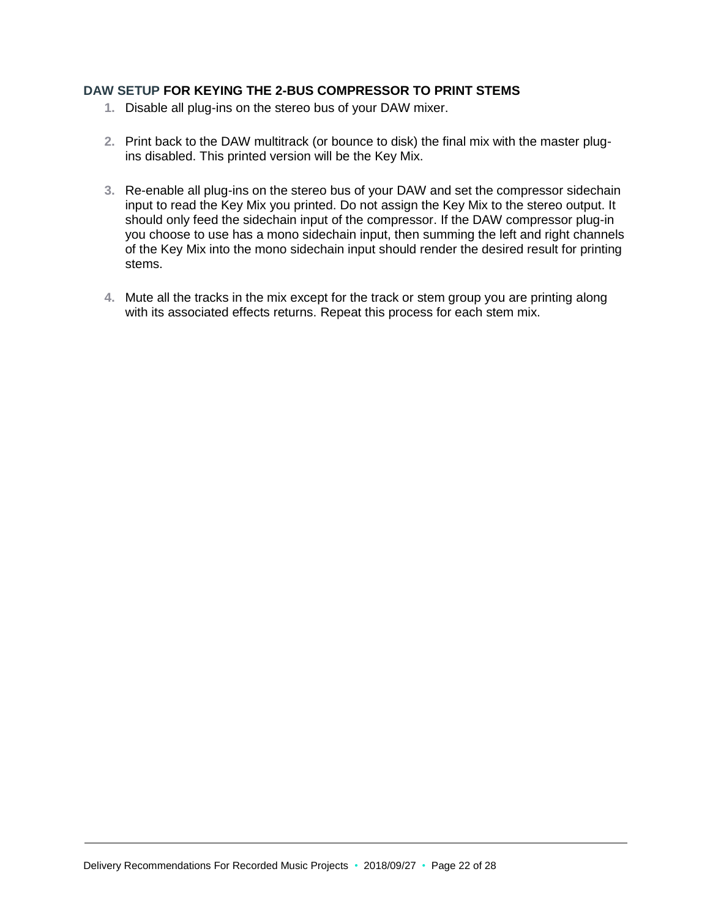### DAW SETUP FOR KEYING THE 2-BUS COMPRESSOR TO PRINT STEMS

1. Disable all plug-ins on the stereo bus of your DAW mixer.

2. Print back to the DAW multitrack (or bounce to disk) the final mix with the master plug-ins disabled. This printed version will be the Key Mix.

3. Re-enable all plug-ins on the stereo bus of your DAW and set the compressor sidechain input to read the Key Mix you printed. Do not assign the Key Mix to the stereo output. It should only feed the sidechain input of the compressor. If the DAW compressor plug-in you choose to use has a mono sidechain input, then summing the left and right channels of the Key Mix into the mono sidechain input should render the desired result for printing stems.

4. Mute all the tracks in the mix except for the track or stem group you are printing along with its associated effects returns. Repeat this process for each stem mix.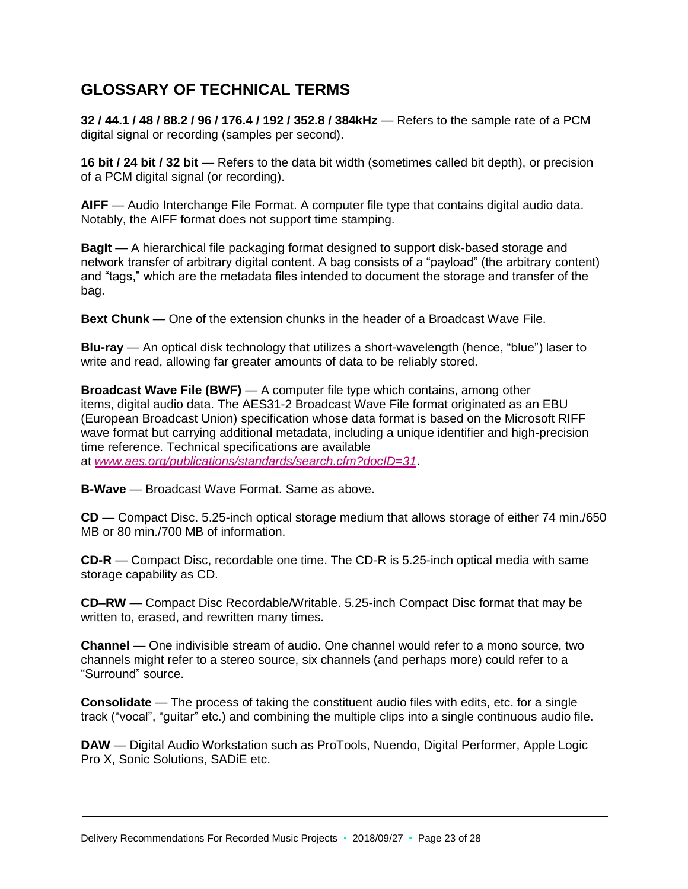## GLOSSARY OF TECHNICAL TERMS

**32 / 44.1 / 48 / 88.2 / 96 / 176.4 / 192 / 352.8 / 384kHz** — Refers to the sample rate of a PCM digital signal or recording (samples per second).

**16 bit / 24 bit / 32 bit** — Refers to the data bit width (sometimes called bit depth), or precision of a PCM digital signal (or recording).

**AIFF** — Audio Interchange File Format. A computer file type that contains digital audio data. Notably, the AIFF format does not support time stamping.

**BagIt** — A hierarchical file packaging format designed to support disk-based storage and network transfer of arbitrary digital content. A bag consists of a "payload" (the arbitrary content) and "tags," which are the metadata files intended to document the storage and transfer of the bag.

**Bext Chunk** — One of the extension chunks in the header of a Broadcast Wave File.

**Blu-ray** — An optical disk technology that utilizes a short-wavelength (hence, "blue") laser to write and read, allowing far greater amounts of data to be reliably stored.

**Broadcast Wave File (BWF)** — A computer file type which contains, among other items, digital audio data. The AES31-2 Broadcast Wave File format originated as an EBU (European Broadcast Union) specification whose data format is based on the Microsoft RIFF wave format but carrying additional metadata, including a unique identifier and high-precision time reference. Technical specifications are available at *www.aes.org/publications/standards/search.cfm?docID=31*.

**B-Wave** — Broadcast Wave Format. Same as above.

**CD** — Compact Disc. 5.25-inch optical storage medium that allows storage of either 74 min./650 MB or 80 min./700 MB of information.

**CD-R** — Compact Disc, recordable one time. The CD-R is 5.25-inch optical media with same storage capability as CD.

**CD–RW** — Compact Disc Recordable/Writable. 5.25-inch Compact Disc format that may be written to, erased, and rewritten many times.

**Channel** — One indivisible stream of audio. One channel would refer to a mono source, two channels might refer to a stereo source, six channels (and perhaps more) could refer to a "Surround" source.

**Consolidate** — The process of taking the constituent audio files with edits, etc. for a single track ("vocal", "guitar" etc.) and combining the multiple clips into a single continuous audio file.

**DAW** — Digital Audio Workstation such as ProTools, Nuendo, Digital Performer, Apple Logic Pro X, Sonic Solutions, SADiE etc.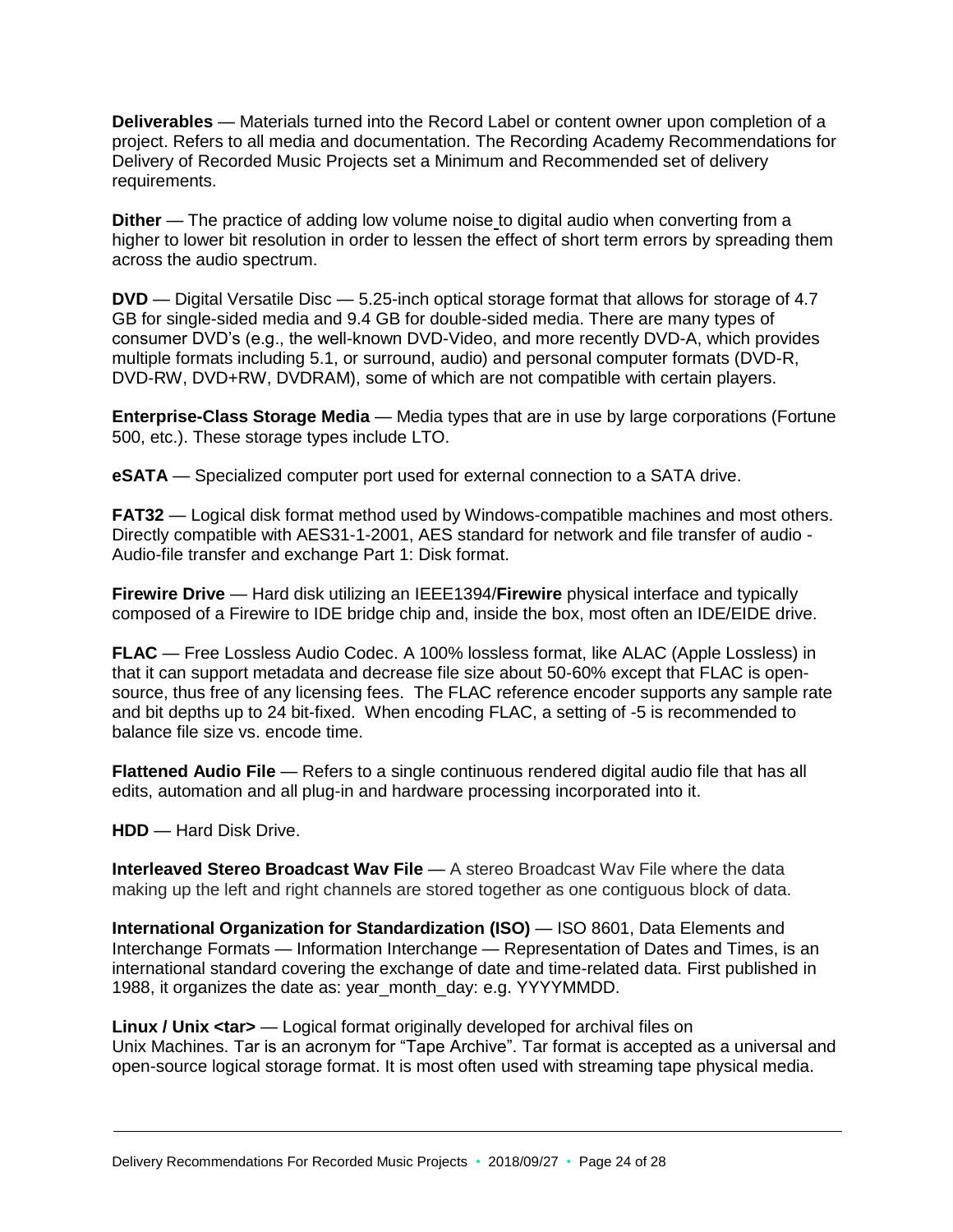**Deliverables** — Materials turned into the Record Label or content owner upon completion of a project. Refers to all media and documentation. The Recording Academy Recommendations for Delivery of Recorded Music Projects set a Minimum and Recommended set of delivery requirements.

**Dither** — The practice of adding low volume noise to digital audio when converting from a higher to lower bit resolution in order to lessen the effect of short term errors by spreading them across the audio spectrum.

**DVD** — Digital Versatile Disc — 5.25-inch optical storage format that allows for storage of 4.7 GB for single-sided media and 9.4 GB for double-sided media. There are many types of consumer DVD's (e.g., the well-known DVD-Video, and more recently DVD-A, which provides multiple formats including 5.1, or surround, audio) and personal computer formats (DVD-R, DVD-RW, DVD+RW, DVDRAM), some of which are not compatible with certain players.

**Enterprise-Class Storage Media** — Media types that are in use by large corporations (Fortune 500, etc.). These storage types include LTO.

**eSATA** — Specialized computer port used for external connection to a SATA drive.

**FAT32** — Logical disk format method used by Windows-compatible machines and most others. Directly compatible with AES31-1-2001, AES standard for network and file transfer of audio - Audio-file transfer and exchange Part 1: Disk format.

**Firewire Drive** — Hard disk utilizing an IEEE1394/**Firewire** physical interface and typically composed of a Firewire to IDE bridge chip and, inside the box, most often an IDE/EIDE drive.

**FLAC** — Free Lossless Audio Codec. A 100% lossless format, like ALAC (Apple Lossless) in that it can support metadata and decrease file size about 50-60% except that FLAC is open-source, thus free of any licensing fees. The FLAC reference encoder supports any sample rate and bit depths up to 24 bit-fixed. When encoding FLAC, a setting of -5 is recommended to balance file size vs. encode time.

**Flattened Audio File** — Refers to a single continuous rendered digital audio file that has all edits, automation and all plug-in and hardware processing incorporated into it.

**HDD** — Hard Disk Drive.

**Interleaved Stereo Broadcast Wav File** — A stereo Broadcast Wav File where the data making up the left and right channels are stored together as one contiguous block of data.

**International Organization for Standardization (ISO)** — ISO 8601, Data Elements and Interchange Formats — Information Interchange — Representation of Dates and Times, is an international standard covering the exchange of date and time-related data. First published in 1988, it organizes the date as: year_month_day: e.g. YYYYMMDD.

**Linux / Unix <tar>** — Logical format originally developed for archival files on Unix Machines. Tar is an acronym for "Tape Archive". Tar format is accepted as a universal and open-source logical storage format. It is most often used with streaming tape physical media.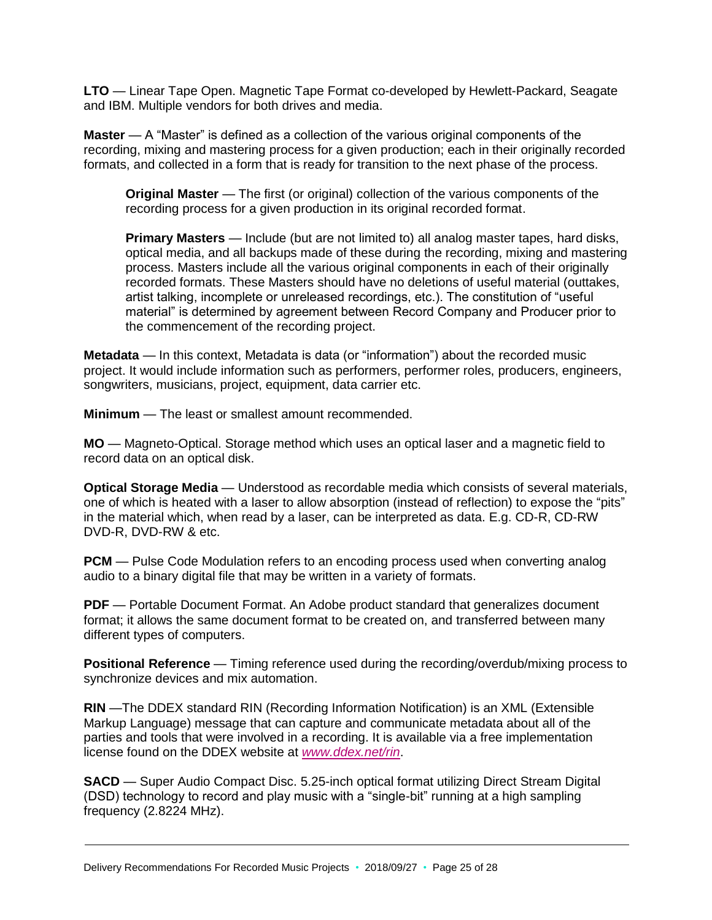**LTO** — Linear Tape Open. Magnetic Tape Format co-developed by Hewlett-Packard, Seagate and IBM. Multiple vendors for both drives and media.

**Master** — A "Master" is defined as a collection of the various original components of the recording, mixing and mastering process for a given production; each in their originally recorded formats, and collected in a form that is ready for transition to the next phase of the process.

> **Original Master** — The first (or original) collection of the various components of the recording process for a given production in its original recorded format.
>
> **Primary Masters** — Include (but are not limited to) all analog master tapes, hard disks, optical media, and all backups made of these during the recording, mixing and mastering process. Masters include all the various original components in each of their originally recorded formats. These Masters should have no deletions of useful material (outtakes, artist talking, incomplete or unreleased recordings, etc.). The constitution of "useful material" is determined by agreement between Record Company and Producer prior to the commencement of the recording project.

**Metadata** — In this context, Metadata is data (or "information") about the recorded music project. It would include information such as performers, performer roles, producers, engineers, songwriters, musicians, project, equipment, data carrier etc.

**Minimum** — The least or smallest amount recommended.

**MO** — Magneto-Optical. Storage method which uses an optical laser and a magnetic field to record data on an optical disk.

**Optical Storage Media** — Understood as recordable media which consists of several materials, one of which is heated with a laser to allow absorption (instead of reflection) to expose the "pits" in the material which, when read by a laser, can be interpreted as data. E.g. CD-R, CD-RW DVD-R, DVD-RW & etc.

**PCM** — Pulse Code Modulation refers to an encoding process used when converting analog audio to a binary digital file that may be written in a variety of formats.

**PDF** — Portable Document Format. An Adobe product standard that generalizes document format; it allows the same document format to be created on, and transferred between many different types of computers.

**Positional Reference** — Timing reference used during the recording/overdub/mixing process to synchronize devices and mix automation.

**RIN** —The DDEX standard RIN (Recording Information Notification) is an XML (Extensible Markup Language) message that can capture and communicate metadata about all of the parties and tools that were involved in a recording. It is available via a free implementation license found on the DDEX website at *www.ddex.net/rin*.

**SACD** — Super Audio Compact Disc. 5.25-inch optical format utilizing Direct Stream Digital (DSD) technology to record and play music with a "single-bit" running at a high sampling frequency (2.8224 MHz).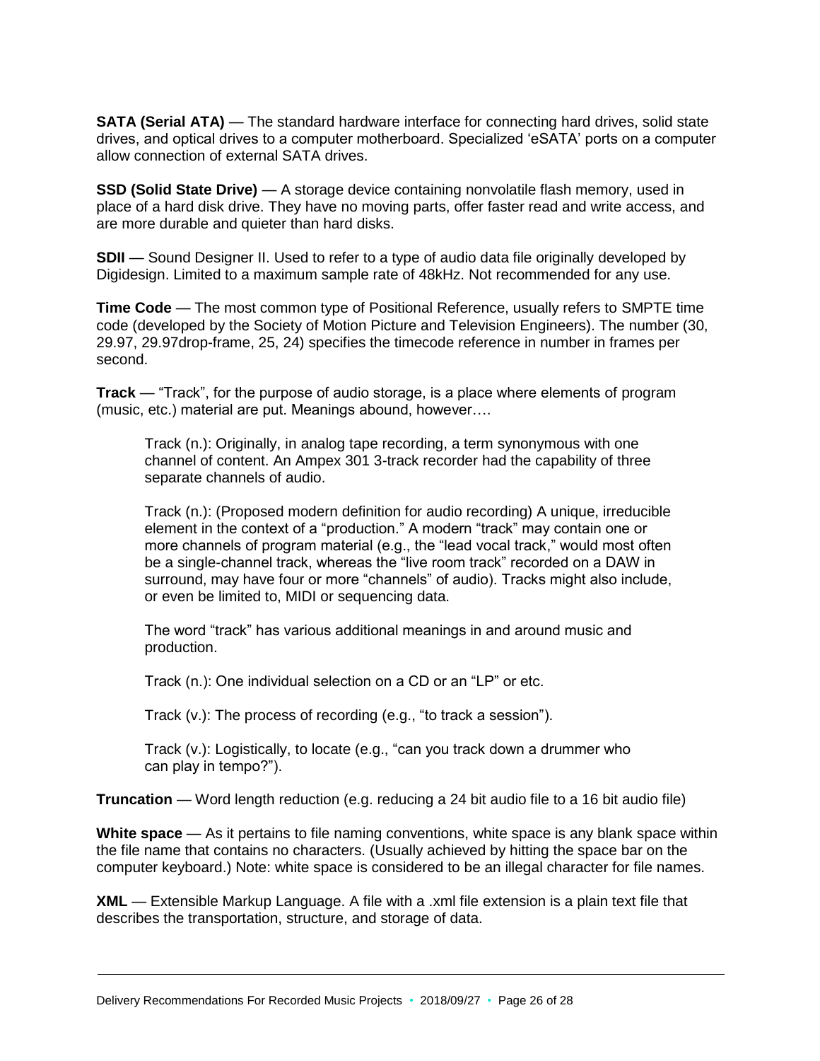**SATA (Serial ATA)** — The standard hardware interface for connecting hard drives, solid state drives, and optical drives to a computer motherboard. Specialized 'eSATA' ports on a computer allow connection of external SATA drives.

**SSD (Solid State Drive)** — A storage device containing nonvolatile flash memory, used in place of a hard disk drive. They have no moving parts, offer faster read and write access, and are more durable and quieter than hard disks.

**SDII** — Sound Designer II. Used to refer to a type of audio data file originally developed by Digidesign. Limited to a maximum sample rate of 48kHz. Not recommended for any use.

**Time Code** — The most common type of Positional Reference, usually refers to SMPTE time code (developed by the Society of Motion Picture and Television Engineers). The number (30, 29.97, 29.97drop-frame, 25, 24) specifies the timecode reference in number in frames per second.

**Track** — "Track", for the purpose of audio storage, is a place where elements of program (music, etc.) material are put. Meanings abound, however….

> Track (n.): Originally, in analog tape recording, a term synonymous with one channel of content. An Ampex 301 3-track recorder had the capability of three separate channels of audio.
>
> Track (n.): (Proposed modern definition for audio recording) A unique, irreducible element in the context of a "production." A modern "track" may contain one or more channels of program material (e.g., the "lead vocal track," would most often be a single-channel track, whereas the "live room track" recorded on a DAW in surround, may have four or more "channels" of audio). Tracks might also include, or even be limited to, MIDI or sequencing data.
>
> The word "track" has various additional meanings in and around music and production.
>
> Track (n.): One individual selection on a CD or an "LP" or etc.
>
> Track (v.): The process of recording (e.g., "to track a session").
>
> Track (v.): Logistically, to locate (e.g., "can you track down a drummer who can play in tempo?").

**Truncation** — Word length reduction (e.g. reducing a 24 bit audio file to a 16 bit audio file)

**White space** — As it pertains to file naming conventions, white space is any blank space within the file name that contains no characters. (Usually achieved by hitting the space bar on the computer keyboard.) Note: white space is considered to be an illegal character for file names.

**XML** — Extensible Markup Language. A file with a .xml file extension is a plain text file that describes the transportation, structure, and storage of data.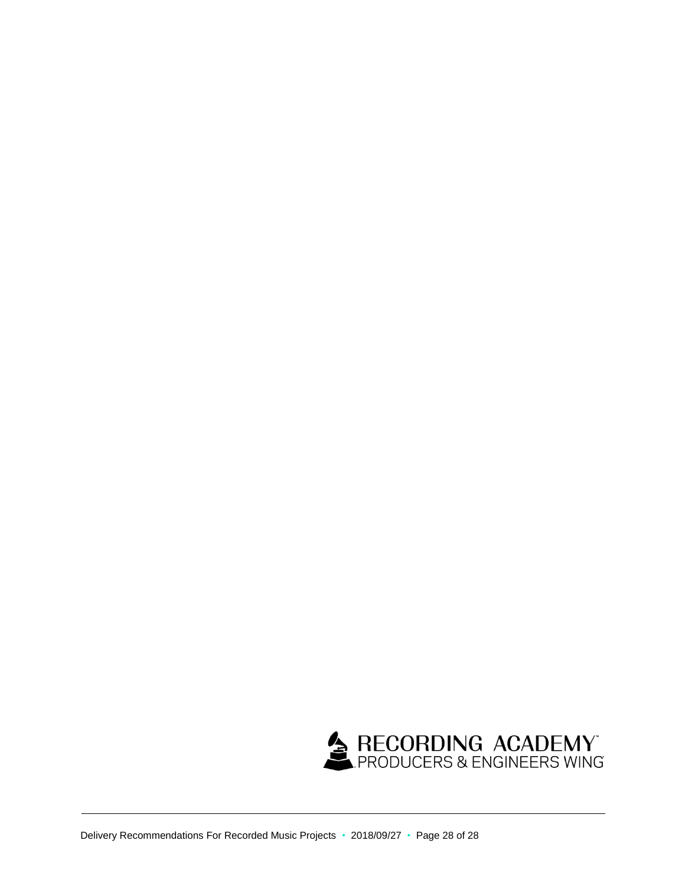RECORDING ACADEMY™
PRODUCERS & ENGINEERS WING®